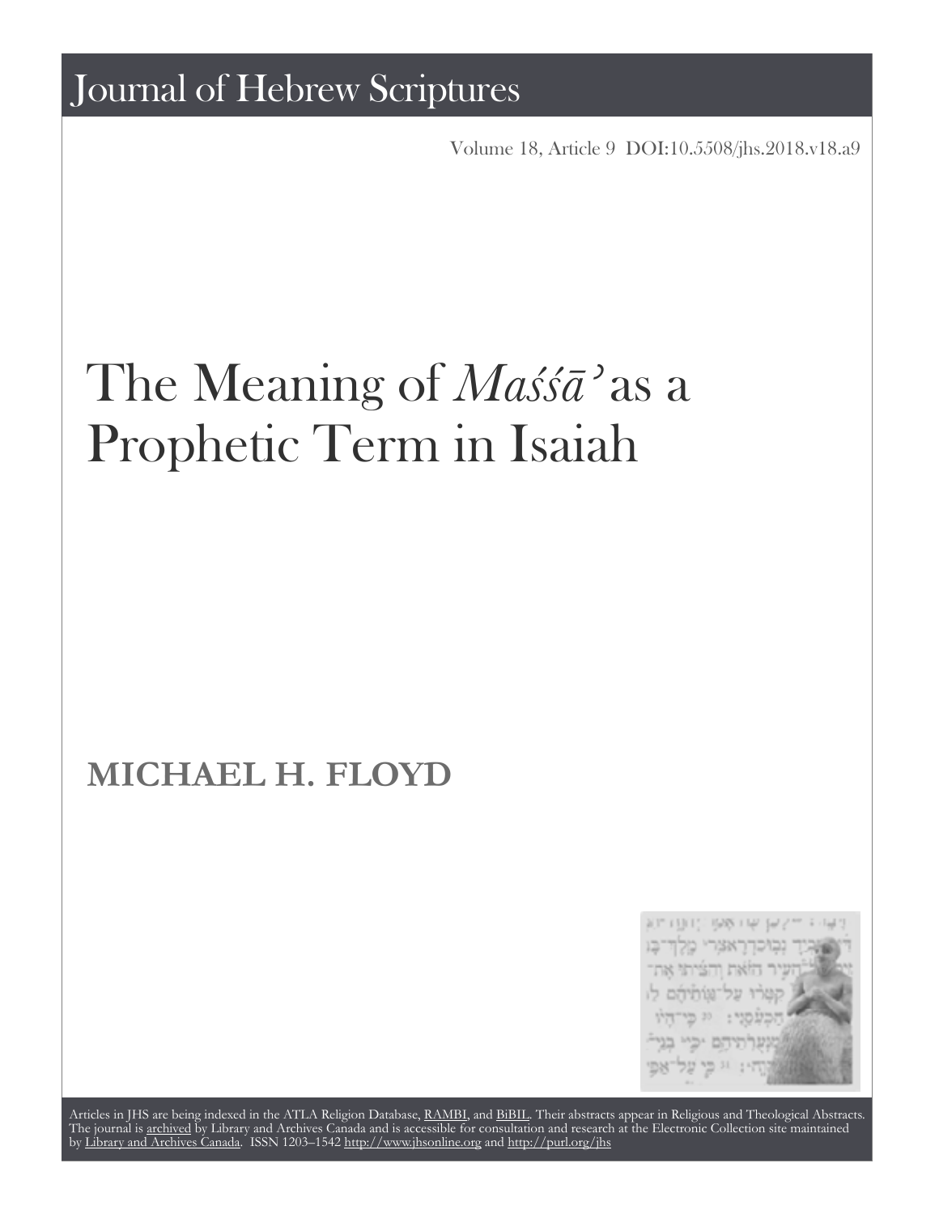# Journal of Hebrew Scriptures

Volume 18, Article 9 DOI:10.5508/jhs.2018.v18.a9

# The Meaning of *Maśśā'* as a Prophetic Term in Isaiah

## MICHAEL H. FLOYD

Articles in JHS are being indexed in the ATLA Religion Database, RAMBI, and BiBIL. Their abstracts appear in Religious and Theological Abstracts. The journal is archived by Library and Archives Canada and is accessible for consultation and research at the Electronic Collection site maintained by Library and Archives Canada. ISSN 1203–1542 http://www.jhsonline.org and http://purl.org/jhs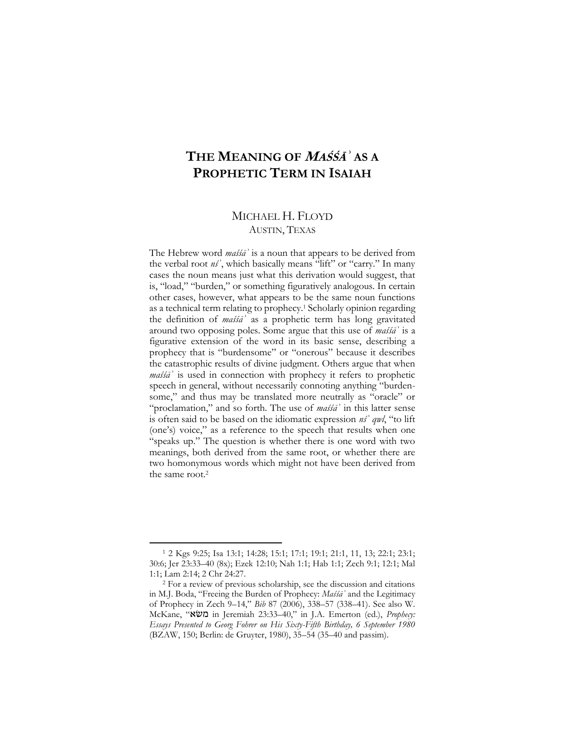# THE MEANING OF *MAŚŚĀʾ* AS A PROPHETIC TERM IN ISAIAH

MICHAEL H. FLOYD
AUSTIN, TEXAS

The Hebrew word *maśśāʾ* is a noun that appears to be derived from the verbal root *nśʾ*, which basically means "lift" or "carry." In many cases the noun means just what this derivation would suggest, that is, "load," "burden," or something figuratively analogous. In certain other cases, however, what appears to be the same noun functions as a technical term relating to prophecy.[1] Scholarly opinion regarding the definition of *maśśāʾ* as a prophetic term has long gravitated around two opposing poles. Some argue that this use of *maśśāʾ* is a figurative extension of the word in its basic sense, describing a prophecy that is "burdensome" or "onerous" because it describes the catastrophic results of divine judgment. Others argue that when *maśśāʾ* is used in connection with prophecy it refers to prophetic speech in general, without necessarily connoting anything "burdensome," and thus may be translated more neutrally as "oracle" or "proclamation," and so forth. The use of *maśśāʾ* in this latter sense is often said to be based on the idiomatic expression *nśʾ qwl*, "to lift (one's) voice," as a reference to the speech that results when one "speaks up." The question is whether there is one word with two meanings, both derived from the same root, or whether there are two homonymous words which might not have been derived from the same root.[2]

---

[1] 2 Kgs 9:25; Isa 13:1; 14:28; 15:1; 17:1; 19:1; 21:1, 11, 13; 22:1; 23:1; 30:6; Jer 23:33–40 (8x); Ezek 12:10; Nah 1:1; Hab 1:1; Zech 9:1; 12:1; Mal 1:1; Lam 2:14; 2 Chr 24:27.

[2] For a review of previous scholarship, see the discussion and citations in M.J. Boda, "Freeing the Burden of Prophecy: *Maśśāʾ* and the Legitimacy of Prophecy in Zech 9–14," *Bib* 87 (2006), 338–57 (338–41). See also W. McKane, "משׂא in Jeremiah 23:33–40," in J.A. Emerton (ed.), *Prophecy: Essays Presented to Georg Fohrer on His Sixty-Fifth Birthday, 6 September 1980* (BZAW, 150; Berlin: de Gruyter, 1980), 35–54 (35–40 and passim).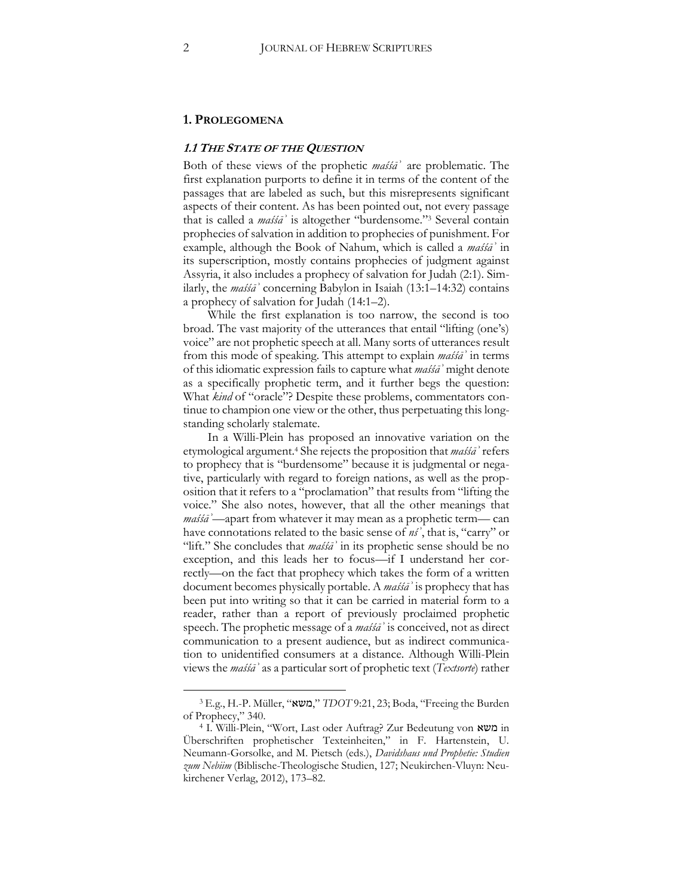## 1. Prolegomena

### *1.1 The State of the Question*

Both of these views of the prophetic *maśśāʾ* are problematic. The first explanation purports to define it in terms of the content of the passages that are labeled as such, but this misrepresents significant aspects of their content. As has been pointed out, not every passage that is called a *maśśāʾ* is altogether "burdensome."[3] Several contain prophecies of salvation in addition to prophecies of punishment. For example, although the Book of Nahum, which is called a *maśśāʾ* in its superscription, mostly contains prophecies of judgment against Assyria, it also includes a prophecy of salvation for Judah (2:1). Similarly, the *maśśāʾ* concerning Babylon in Isaiah (13:1–14:32) contains a prophecy of salvation for Judah (14:1–2).

While the first explanation is too narrow, the second is too broad. The vast majority of the utterances that entail "lifting (one's) voice" are not prophetic speech at all. Many sorts of utterances result from this mode of speaking. This attempt to explain *maśśāʾ* in terms of this idiomatic expression fails to capture what *maśśāʾ* might denote as a specifically prophetic term, and it further begs the question: What *kind* of "oracle"? Despite these problems, commentators continue to champion one view or the other, thus perpetuating this long-standing scholarly stalemate.

In a Willi-Plein has proposed an innovative variation on the etymological argument.[4] She rejects the proposition that *maśśāʾ* refers to prophecy that is "burdensome" because it is judgmental or negative, particularly with regard to foreign nations, as well as the proposition that it refers to a "proclamation" that results from "lifting the voice." She also notes, however, that all the other meanings that *maśśāʾ*—apart from whatever it may mean as a prophetic term— can have connotations related to the basic sense of *nśʾ*, that is, "carry" or "lift." She concludes that *maśśāʾ* in its prophetic sense should be no exception, and this leads her to focus—if I understand her correctly—on the fact that prophecy which takes the form of a written document becomes physically portable. A *maśśāʾ* is prophecy that has been put into writing so that it can be carried in material form to a reader, rather than a report of previously proclaimed prophetic speech. The prophetic message of a *maśśāʾ* is conceived, not as direct communication to a present audience, but as indirect communication to unidentified consumers at a distance. Although Willi-Plein views the *maśśāʾ* as a particular sort of prophetic text (*Textsorte*) rather

---

[3] E.g., H.-P. Müller, "משא," *TDOT* 9:21, 23; Boda, "Freeing the Burden of Prophecy," 340.

[4] I. Willi-Plein, "Wort, Last oder Auftrag? Zur Bedeutung von משא in Überschriften prophetischer Texteinheiten," in F. Hartenstein, U. Neumann-Gorsolke, and M. Pietsch (eds.), *Davidshaus und Prophetie: Studien zum Nebiim* (Biblische-Theologische Studien, 127; Neukirchen-Vluyn: Neukirchener Verlag, 2012), 173–82.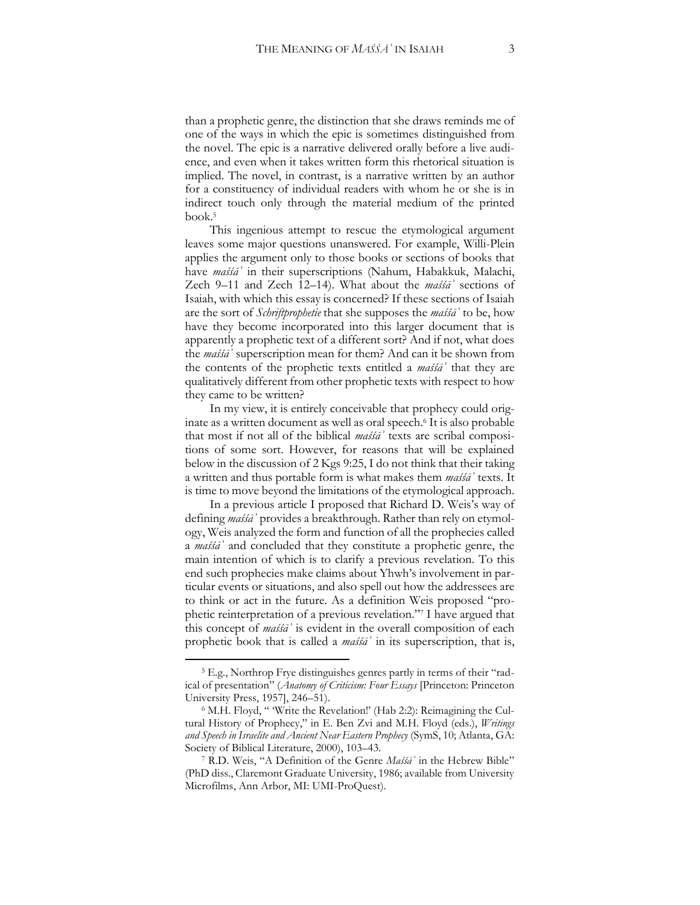than a prophetic genre, the distinction that she draws reminds me of one of the ways in which the epic is sometimes distinguished from the novel. The epic is a narrative delivered orally before a live audience, and even when it takes written form this rhetorical situation is implied. The novel, in contrast, is a narrative written by an author for a constituency of individual readers with whom he or she is in indirect touch only through the material medium of the printed book.[5]

This ingenious attempt to rescue the etymological argument leaves some major questions unanswered. For example, Willi-Plein applies the argument only to those books or sections of books that have *maśśāʾ* in their superscriptions (Nahum, Habakkuk, Malachi, Zech 9–11 and Zech 12–14). What about the *maśśāʾ* sections of Isaiah, with which this essay is concerned? If these sections of Isaiah are the sort of *Schriftprophetie* that she supposes the *maśśāʾ* to be, how have they become incorporated into this larger document that is apparently a prophetic text of a different sort? And if not, what does the *maśśāʾ* superscription mean for them? And can it be shown from the contents of the prophetic texts entitled a *maśśāʾ* that they are qualitatively different from other prophetic texts with respect to how they came to be written?

In my view, it is entirely conceivable that prophecy could originate as a written document as well as oral speech.[6] It is also probable that most if not all of the biblical *maśśāʾ* texts are scribal compositions of some sort. However, for reasons that will be explained below in the discussion of 2 Kgs 9:25, I do not think that their taking a written and thus portable form is what makes them *maśśāʾ* texts. It is time to move beyond the limitations of the etymological approach.

In a previous article I proposed that Richard D. Weis's way of defining *maśśāʾ* provides a breakthrough. Rather than rely on etymology, Weis analyzed the form and function of all the prophecies called a *maśśāʾ* and concluded that they constitute a prophetic genre, the main intention of which is to clarify a previous revelation. To this end such prophecies make claims about Yhwh's involvement in particular events or situations, and also spell out how the addressees are to think or act in the future. As a definition Weis proposed "prophetic reinterpretation of a previous revelation."[7] I have argued that this concept of *maśśāʾ* is evident in the overall composition of each prophetic book that is called a *maśśāʾ* in its superscription, that is,

---

[5] E.g., Northrop Frye distinguishes genres partly in terms of their "radical of presentation" (*Anatomy of Criticism: Four Essays* [Princeton: Princeton University Press, 1957], 246–51).

[6] M.H. Floyd, " 'Write the Revelation!' (Hab 2:2): Reimagining the Cultural History of Prophecy," in E. Ben Zvi and M.H. Floyd (eds.), *Writings and Speech in Israelite and Ancient Near Eastern Prophecy* (SymS, 10; Atlanta, GA: Society of Biblical Literature, 2000), 103–43.

[7] R.D. Weis, "A Definition of the Genre *Maśśāʾ* in the Hebrew Bible" (PhD diss., Claremont Graduate University, 1986; available from University Microfilms, Ann Arbor, MI: UMI-ProQuest).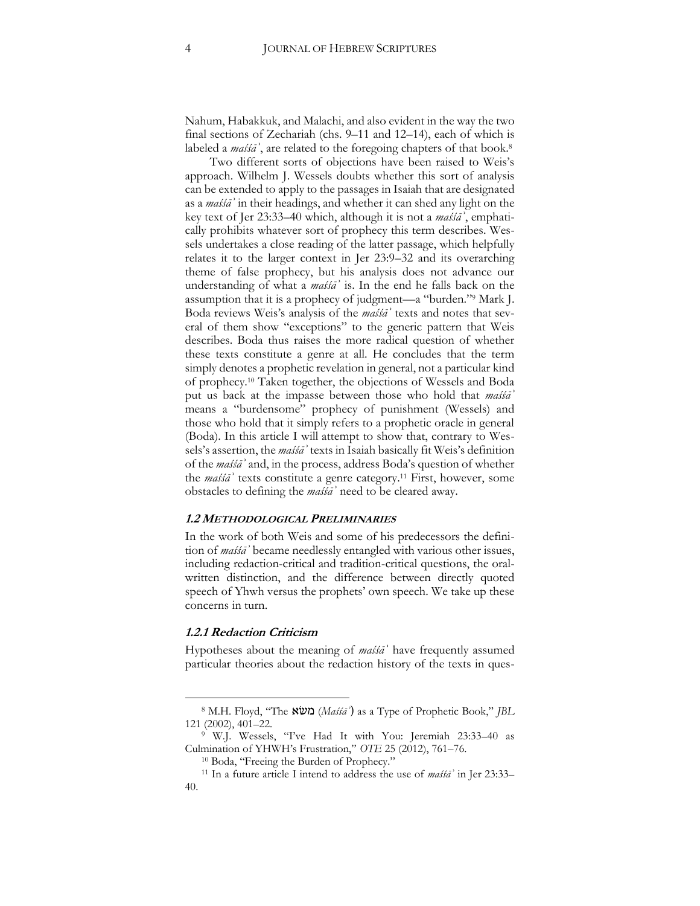Nahum, Habakkuk, and Malachi, and also evident in the way the two final sections of Zechariah (chs. 9–11 and 12–14), each of which is labeled a *maśśāʾ*, are related to the foregoing chapters of that book.[8]

Two different sorts of objections have been raised to Weis's approach. Wilhelm J. Wessels doubts whether this sort of analysis can be extended to apply to the passages in Isaiah that are designated as a *maśśāʾ* in their headings, and whether it can shed any light on the key text of Jer 23:33–40 which, although it is not a *maśśāʾ*, emphatically prohibits whatever sort of prophecy this term describes. Wessels undertakes a close reading of the latter passage, which helpfully relates it to the larger context in Jer 23:9–32 and its overarching theme of false prophecy, but his analysis does not advance our understanding of what a *maśśāʾ* is. In the end he falls back on the assumption that it is a prophecy of judgment—a "burden."[9] Mark J. Boda reviews Weis's analysis of the *maśśāʾ* texts and notes that several of them show "exceptions" to the generic pattern that Weis describes. Boda thus raises the more radical question of whether these texts constitute a genre at all. He concludes that the term simply denotes a prophetic revelation in general, not a particular kind of prophecy.[10] Taken together, the objections of Wessels and Boda put us back at the impasse between those who hold that *maśśāʾ* means a "burdensome" prophecy of punishment (Wessels) and those who hold that it simply refers to a prophetic oracle in general (Boda). In this article I will attempt to show that, contrary to Wessels's assertion, the *maśśāʾ* texts in Isaiah basically fit Weis's definition of the *maśśāʾ* and, in the process, address Boda's question of whether the *maśśāʾ* texts constitute a genre category.[11] First, however, some obstacles to defining the *maśśāʾ* need to be cleared away.

### 1.2 Methodological Preliminaries

In the work of both Weis and some of his predecessors the definition of *maśśāʾ* became needlessly entangled with various other issues, including redaction-critical and tradition-critical questions, the oral-written distinction, and the difference between directly quoted speech of Yhwh versus the prophets' own speech. We take up these concerns in turn.

#### 1.2.1 Redaction Criticism

Hypotheses about the meaning of *maśśāʾ* have frequently assumed particular theories about the redaction history of the texts in ques-

---

[8] M.H. Floyd, "The משא (*Maśśāʾ*) as a Type of Prophetic Book," *JBL* 121 (2002), 401–22.

[9] W.J. Wessels, "I've Had It with You: Jeremiah 23:33–40 as Culmination of YHWH's Frustration," *OTE* 25 (2012), 761–76.

[10] Boda, "Freeing the Burden of Prophecy."

[11] In a future article I intend to address the use of *maśśāʾ* in Jer 23:33–40.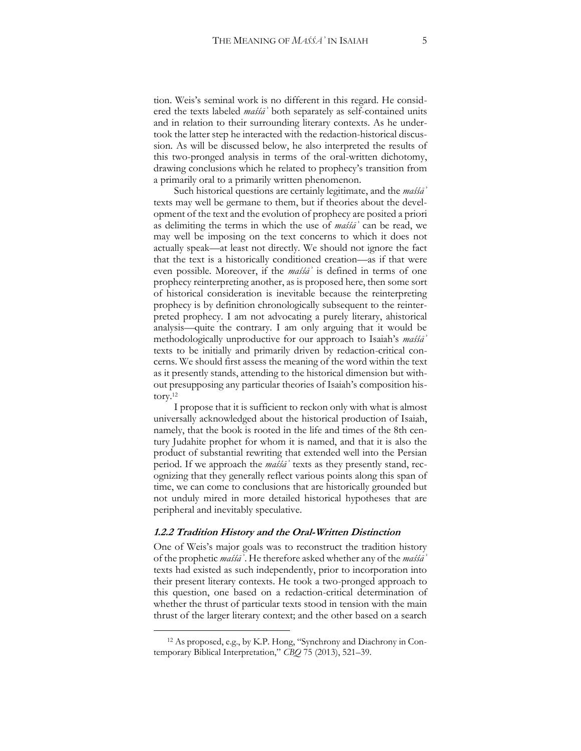tion. Weis's seminal work is no different in this regard. He considered the texts labeled *maśśāʾ* both separately as self-contained units and in relation to their surrounding literary contexts. As he undertook the latter step he interacted with the redaction-historical discussion. As will be discussed below, he also interpreted the results of this two-pronged analysis in terms of the oral-written dichotomy, drawing conclusions which he related to prophecy's transition from a primarily oral to a primarily written phenomenon.

Such historical questions are certainly legitimate, and the *maśśāʾ* texts may well be germane to them, but if theories about the development of the text and the evolution of prophecy are posited a priori as delimiting the terms in which the use of *maśśāʾ* can be read, we may well be imposing on the text concerns to which it does not actually speak—at least not directly. We should not ignore the fact that the text is a historically conditioned creation—as if that were even possible. Moreover, if the *maśśāʾ* is defined in terms of one prophecy reinterpreting another, as is proposed here, then some sort of historical consideration is inevitable because the reinterpreting prophecy is by definition chronologically subsequent to the reinterpreted prophecy. I am not advocating a purely literary, ahistorical analysis—quite the contrary. I am only arguing that it would be methodologically unproductive for our approach to Isaiah's *maśśāʾ* texts to be initially and primarily driven by redaction-critical concerns. We should first assess the meaning of the word within the text as it presently stands, attending to the historical dimension but without presupposing any particular theories of Isaiah's composition history.[12]

I propose that it is sufficient to reckon only with what is almost universally acknowledged about the historical production of Isaiah, namely, that the book is rooted in the life and times of the 8th century Judahite prophet for whom it is named, and that it is also the product of substantial rewriting that extended well into the Persian period. If we approach the *maśśāʾ* texts as they presently stand, recognizing that they generally reflect various points along this span of time, we can come to conclusions that are historically grounded but not unduly mired in more detailed historical hypotheses that are peripheral and inevitably speculative.

### 1.2.2 Tradition History and the Oral-Written Distinction

One of Weis's major goals was to reconstruct the tradition history of the prophetic *maśśāʾ*. He therefore asked whether any of the *maśśāʾ* texts had existed as such independently, prior to incorporation into their present literary contexts. He took a two-pronged approach to this question, one based on a redaction-critical determination of whether the thrust of particular texts stood in tension with the main thrust of the larger literary context; and the other based on a search

[12] As proposed, e.g., by K.P. Hong, "Synchrony and Diachrony in Contemporary Biblical Interpretation," *CBQ* 75 (2013), 521–39.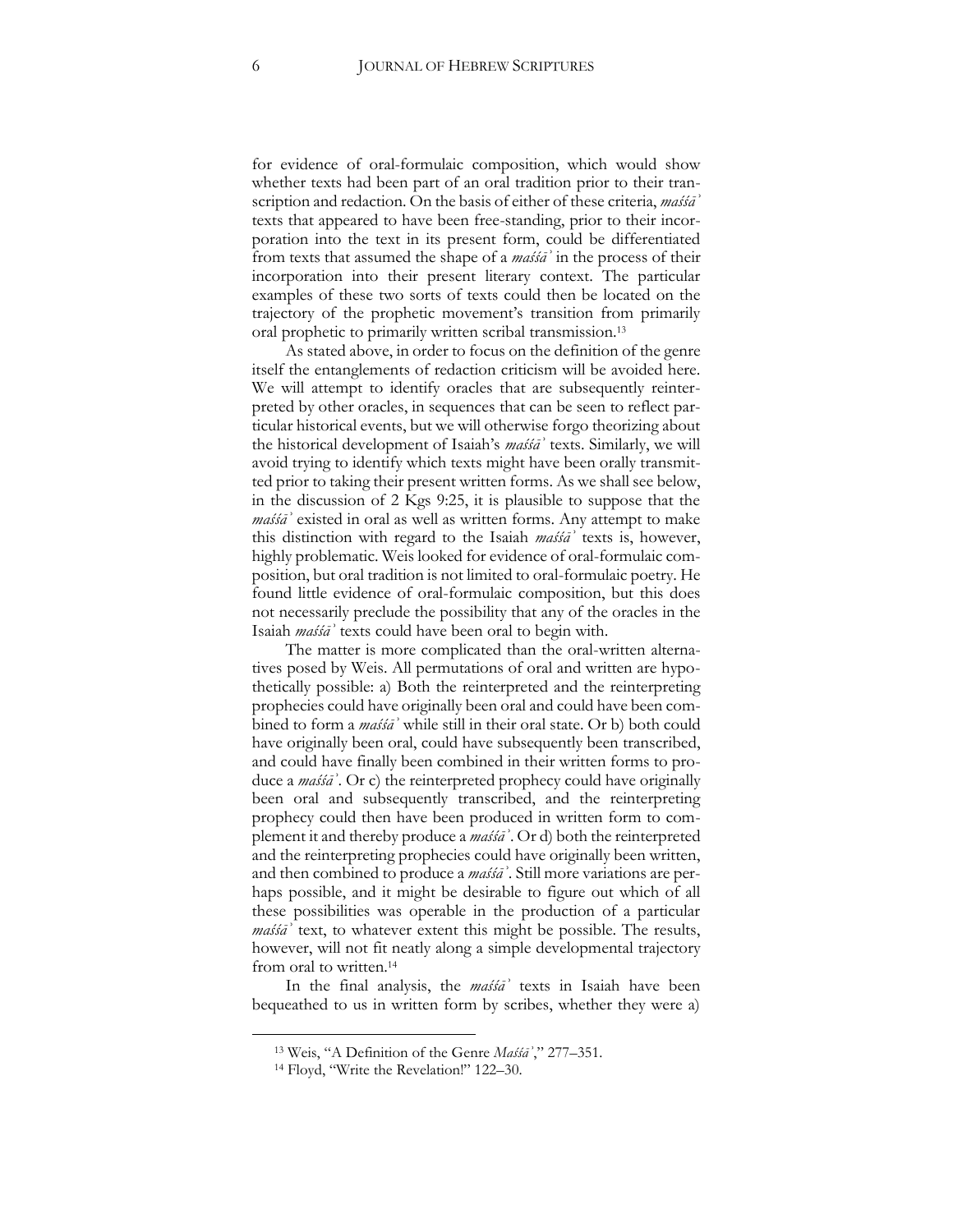for evidence of oral-formulaic composition, which would show whether texts had been part of an oral tradition prior to their transcription and redaction. On the basis of either of these criteria, *maśśāʾ* texts that appeared to have been free-standing, prior to their incorporation into the text in its present form, could be differentiated from texts that assumed the shape of a *maśśāʾ* in the process of their incorporation into their present literary context. The particular examples of these two sorts of texts could then be located on the trajectory of the prophetic movement's transition from primarily oral prophetic to primarily written scribal transmission.[13]

As stated above, in order to focus on the definition of the genre itself the entanglements of redaction criticism will be avoided here. We will attempt to identify oracles that are subsequently reinterpreted by other oracles, in sequences that can be seen to reflect particular historical events, but we will otherwise forgo theorizing about the historical development of Isaiah's *maśśāʾ* texts. Similarly, we will avoid trying to identify which texts might have been orally transmitted prior to taking their present written forms. As we shall see below, in the discussion of 2 Kgs 9:25, it is plausible to suppose that the *maśśāʾ* existed in oral as well as written forms. Any attempt to make this distinction with regard to the Isaiah *maśśāʾ* texts is, however, highly problematic. Weis looked for evidence of oral-formulaic composition, but oral tradition is not limited to oral-formulaic poetry. He found little evidence of oral-formulaic composition, but this does not necessarily preclude the possibility that any of the oracles in the Isaiah *maśśāʾ* texts could have been oral to begin with.

The matter is more complicated than the oral-written alternatives posed by Weis. All permutations of oral and written are hypothetically possible: a) Both the reinterpreted and the reinterpreting prophecies could have originally been oral and could have been combined to form a *maśśāʾ* while still in their oral state. Or b) both could have originally been oral, could have subsequently been transcribed, and could have finally been combined in their written forms to produce a *maśśāʾ*. Or c) the reinterpreted prophecy could have originally been oral and subsequently transcribed, and the reinterpreting prophecy could then have been produced in written form to complement it and thereby produce a *maśśāʾ*. Or d) both the reinterpreted and the reinterpreting prophecies could have originally been written, and then combined to produce a *maśśāʾ*. Still more variations are perhaps possible, and it might be desirable to figure out which of all these possibilities was operable in the production of a particular *maśśāʾ* text, to whatever extent this might be possible. The results, however, will not fit neatly along a simple developmental trajectory from oral to written.[14]

In the final analysis, the *maśśāʾ* texts in Isaiah have been bequeathed to us in written form by scribes, whether they were a)

---

[13] Weis, "A Definition of the Genre *Maśśāʾ*," 277–351.

[14] Floyd, "Write the Revelation!" 122–30.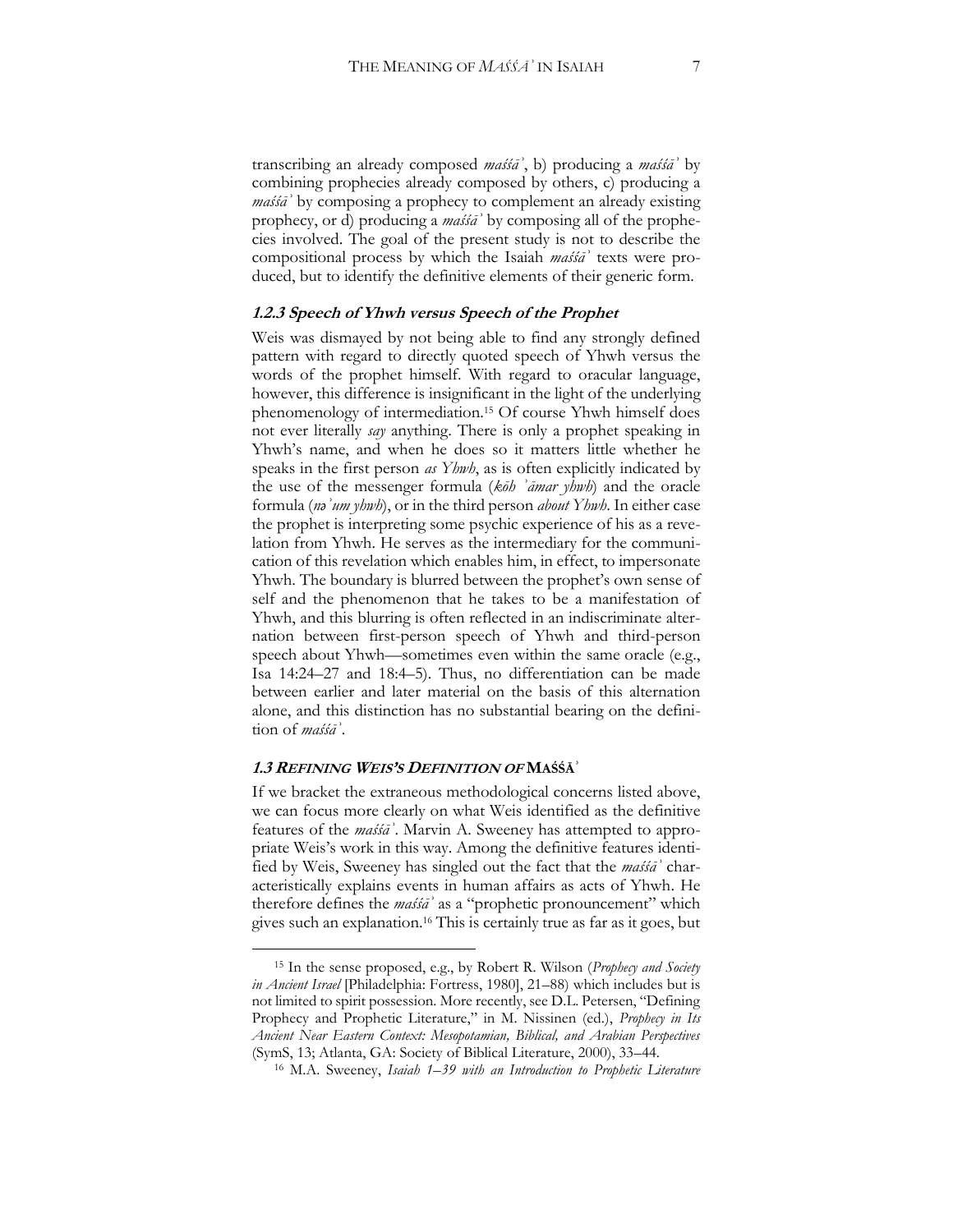transcribing an already composed *maśśāʾ*, b) producing a *maśśāʾ* by combining prophecies already composed by others, c) producing a *maśśāʾ* by composing a prophecy to complement an already existing prophecy, or d) producing a *maśśāʾ* by composing all of the prophecies involved. The goal of the present study is not to describe the compositional process by which the Isaiah *maśśāʾ* texts were produced, but to identify the definitive elements of their generic form.

### 1.2.3 Speech of Yhwh versus Speech of the Prophet

Weis was dismayed by not being able to find any strongly defined pattern with regard to directly quoted speech of Yhwh versus the words of the prophet himself. With regard to oracular language, however, this difference is insignificant in the light of the underlying phenomenology of intermediation.[15] Of course Yhwh himself does not ever literally *say* anything. There is only a prophet speaking in Yhwh's name, and when he does so it matters little whether he speaks in the first person *as Yhwh*, as is often explicitly indicated by the use of the messenger formula (*kōh ʾāmar yhwh*) and the oracle formula (*nəʾum yhwh*), or in the third person *about Yhwh*. In either case the prophet is interpreting some psychic experience of his as a revelation from Yhwh. He serves as the intermediary for the communication of this revelation which enables him, in effect, to impersonate Yhwh. The boundary is blurred between the prophet's own sense of self and the phenomenon that he takes to be a manifestation of Yhwh, and this blurring is often reflected in an indiscriminate alternation between first-person speech of Yhwh and third-person speech about Yhwh—sometimes even within the same oracle (e.g., Isa 14:24–27 and 18:4–5). Thus, no differentiation can be made between earlier and later material on the basis of this alternation alone, and this distinction has no substantial bearing on the definition of *maśśāʾ*.

## 1.3 Refining Weis's Definition of Maśśāʾ

If we bracket the extraneous methodological concerns listed above, we can focus more clearly on what Weis identified as the definitive features of the *maśśāʾ*. Marvin A. Sweeney has attempted to appropriate Weis's work in this way. Among the definitive features identified by Weis, Sweeney has singled out the fact that the *maśśāʾ* characteristically explains events in human affairs as acts of Yhwh. He therefore defines the *maśśāʾ* as a "prophetic pronouncement" which gives such an explanation.[16] This is certainly true as far as it goes, but

[15] In the sense proposed, e.g., by Robert R. Wilson (*Prophecy and Society in Ancient Israel* [Philadelphia: Fortress, 1980], 21–88) which includes but is not limited to spirit possession. More recently, see D.L. Petersen, "Defining Prophecy and Prophetic Literature," in M. Nissinen (ed.), *Prophecy in Its Ancient Near Eastern Context: Mesopotamian, Biblical, and Arabian Perspectives* (SymS, 13; Atlanta, GA: Society of Biblical Literature, 2000), 33–44.

[16] M.A. Sweeney, *Isaiah 1–39 with an Introduction to Prophetic Literature*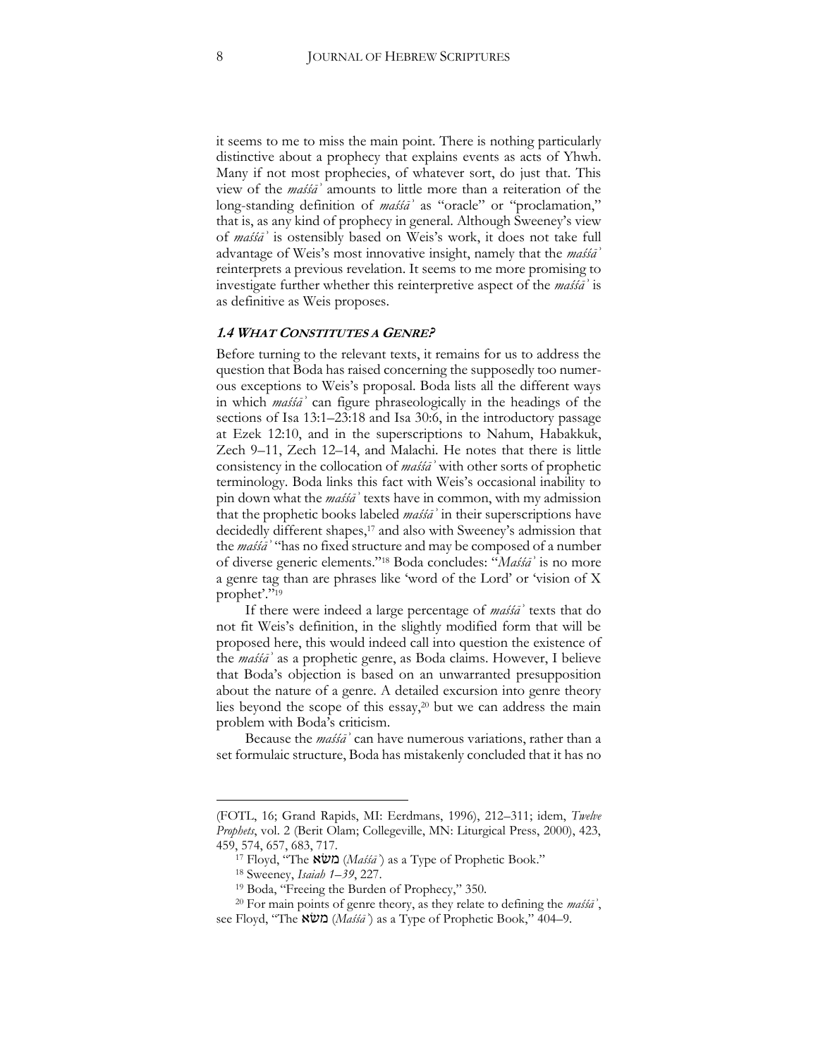it seems to me to miss the main point. There is nothing particularly distinctive about a prophecy that explains events as acts of Yhwh. Many if not most prophecies, of whatever sort, do just that. This view of the *maśśāʾ* amounts to little more than a reiteration of the long-standing definition of *maśśāʾ* as "oracle" or "proclamation," that is, as any kind of prophecy in general. Although Sweeney's view of *maśśāʾ* is ostensibly based on Weis's work, it does not take full advantage of Weis's most innovative insight, namely that the *maśśāʾ* reinterprets a previous revelation. It seems to me more promising to investigate further whether this reinterpretive aspect of the *maśśāʾ* is as definitive as Weis proposes.

### *1.4 What Constitutes a Genre?*

Before turning to the relevant texts, it remains for us to address the question that Boda has raised concerning the supposedly too numerous exceptions to Weis's proposal. Boda lists all the different ways in which *maśśāʾ* can figure phraseologically in the headings of the sections of Isa 13:1–23:18 and Isa 30:6, in the introductory passage at Ezek 12:10, and in the superscriptions to Nahum, Habakkuk, Zech 9–11, Zech 12–14, and Malachi. He notes that there is little consistency in the collocation of *maśśāʾ* with other sorts of prophetic terminology. Boda links this fact with Weis's occasional inability to pin down what the *maśśāʾ* texts have in common, with my admission that the prophetic books labeled *maśśāʾ* in their superscriptions have decidedly different shapes,[17] and also with Sweeney's admission that the *maśśāʾ* "has no fixed structure and may be composed of a number of diverse generic elements."[18] Boda concludes: "*Maśśāʾ* is no more a genre tag than are phrases like 'word of the Lord' or 'vision of X prophet'."[19]

If there were indeed a large percentage of *maśśāʾ* texts that do not fit Weis's definition, in the slightly modified form that will be proposed here, this would indeed call into question the existence of the *maśśāʾ* as a prophetic genre, as Boda claims. However, I believe that Boda's objection is based on an unwarranted presupposition about the nature of a genre. A detailed excursion into genre theory lies beyond the scope of this essay,[20] but we can address the main problem with Boda's criticism.

Because the *maśśāʾ* can have numerous variations, rather than a set formulaic structure, Boda has mistakenly concluded that it has no

---

(FOTL, 16; Grand Rapids, MI: Eerdmans, 1996), 212–311; idem, *Twelve Prophets*, vol. 2 (Berit Olam; Collegeville, MN: Liturgical Press, 2000), 423, 459, 574, 657, 683, 717.

[17] Floyd, "The משׂא (*Maśśāʾ*) as a Type of Prophetic Book."

[18] Sweeney, *Isaiah 1–39*, 227.

[19] Boda, "Freeing the Burden of Prophecy," 350.

[20] For main points of genre theory, as they relate to defining the *maśśāʾ*, see Floyd, "The משׂא (*Maśśāʾ*) as a Type of Prophetic Book," 404–9.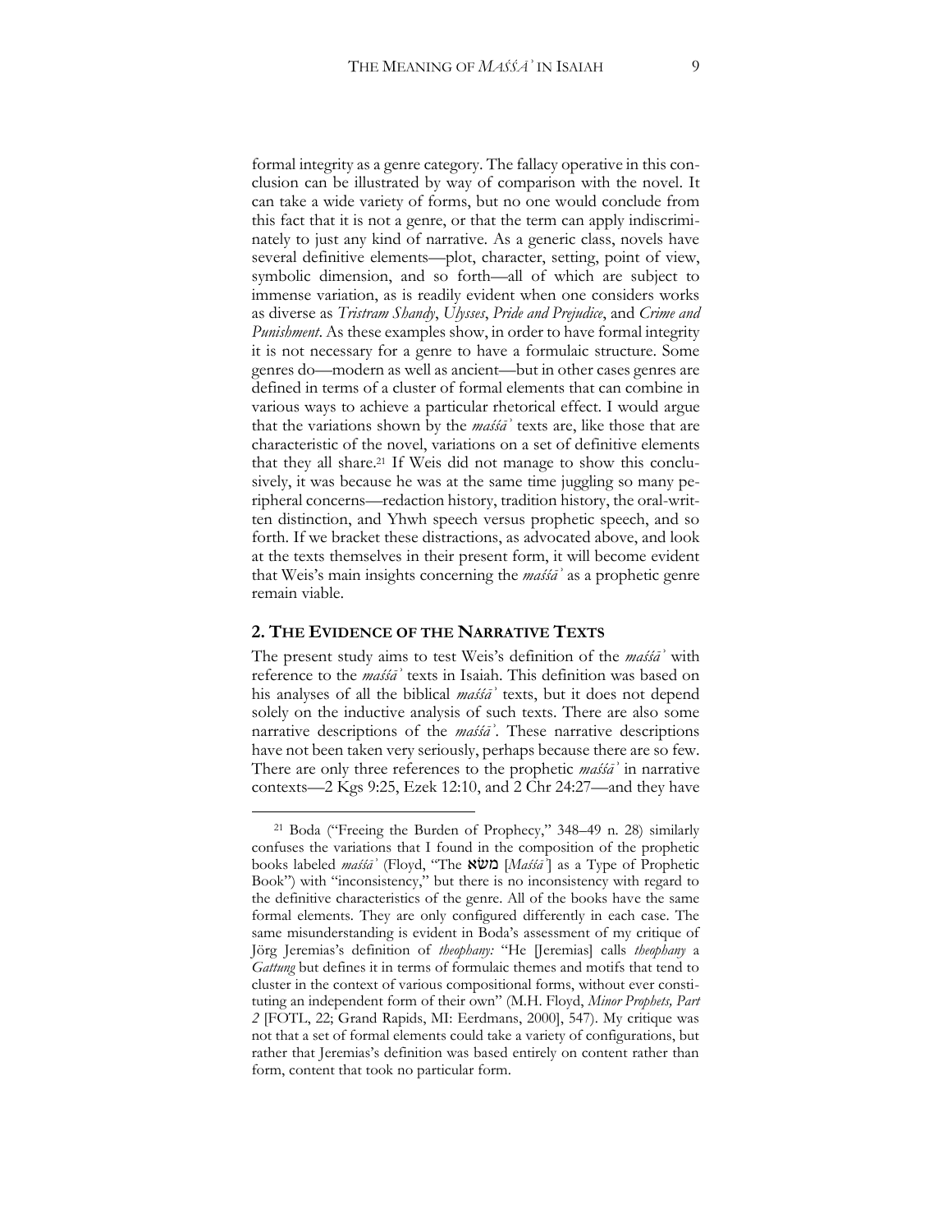formal integrity as a genre category. The fallacy operative in this conclusion can be illustrated by way of comparison with the novel. It can take a wide variety of forms, but no one would conclude from this fact that it is not a genre, or that the term can apply indiscriminately to just any kind of narrative. As a generic class, novels have several definitive elements—plot, character, setting, point of view, symbolic dimension, and so forth—all of which are subject to immense variation, as is readily evident when one considers works as diverse as *Tristram Shandy*, *Ulysses*, *Pride and Prejudice*, and *Crime and Punishment*. As these examples show, in order to have formal integrity it is not necessary for a genre to have a formulaic structure. Some genres do—modern as well as ancient—but in other cases genres are defined in terms of a cluster of formal elements that can combine in various ways to achieve a particular rhetorical effect. I would argue that the variations shown by the *maśśāʾ* texts are, like those that are characteristic of the novel, variations on a set of definitive elements that they all share.[21] If Weis did not manage to show this conclusively, it was because he was at the same time juggling so many peripheral concerns—redaction history, tradition history, the oral-written distinction, and Yhwh speech versus prophetic speech, and so forth. If we bracket these distractions, as advocated above, and look at the texts themselves in their present form, it will become evident that Weis's main insights concerning the *maśśāʾ* as a prophetic genre remain viable.

## 2. The Evidence of the Narrative Texts

The present study aims to test Weis's definition of the *maśśāʾ* with reference to the *maśśāʾ* texts in Isaiah. This definition was based on his analyses of all the biblical *maśśāʾ* texts, but it does not depend solely on the inductive analysis of such texts. There are also some narrative descriptions of the *maśśāʾ*. These narrative descriptions have not been taken very seriously, perhaps because there are so few. There are only three references to the prophetic *maśśāʾ* in narrative contexts—2 Kgs 9:25, Ezek 12:10, and 2 Chr 24:27—and they have

---

[21] Boda ("Freeing the Burden of Prophecy," 348–49 n. 28) similarly confuses the variations that I found in the composition of the prophetic books labeled *maśśāʾ* (Floyd, "The משׂא [*Maśśāʾ*] as a Type of Prophetic Book") with "inconsistency," but there is no inconsistency with regard to the definitive characteristics of the genre. All of the books have the same formal elements. They are only configured differently in each case. The same misunderstanding is evident in Boda's assessment of my critique of Jörg Jeremias's definition of *theophany:* "He [Jeremias] calls *theophany* a *Gattung* but defines it in terms of formulaic themes and motifs that tend to cluster in the context of various compositional forms, without ever constituting an independent form of their own" (M.H. Floyd, *Minor Prophets, Part 2* [FOTL, 22; Grand Rapids, MI: Eerdmans, 2000], 547). My critique was not that a set of formal elements could take a variety of configurations, but rather that Jeremias's definition was based entirely on content rather than form, content that took no particular form.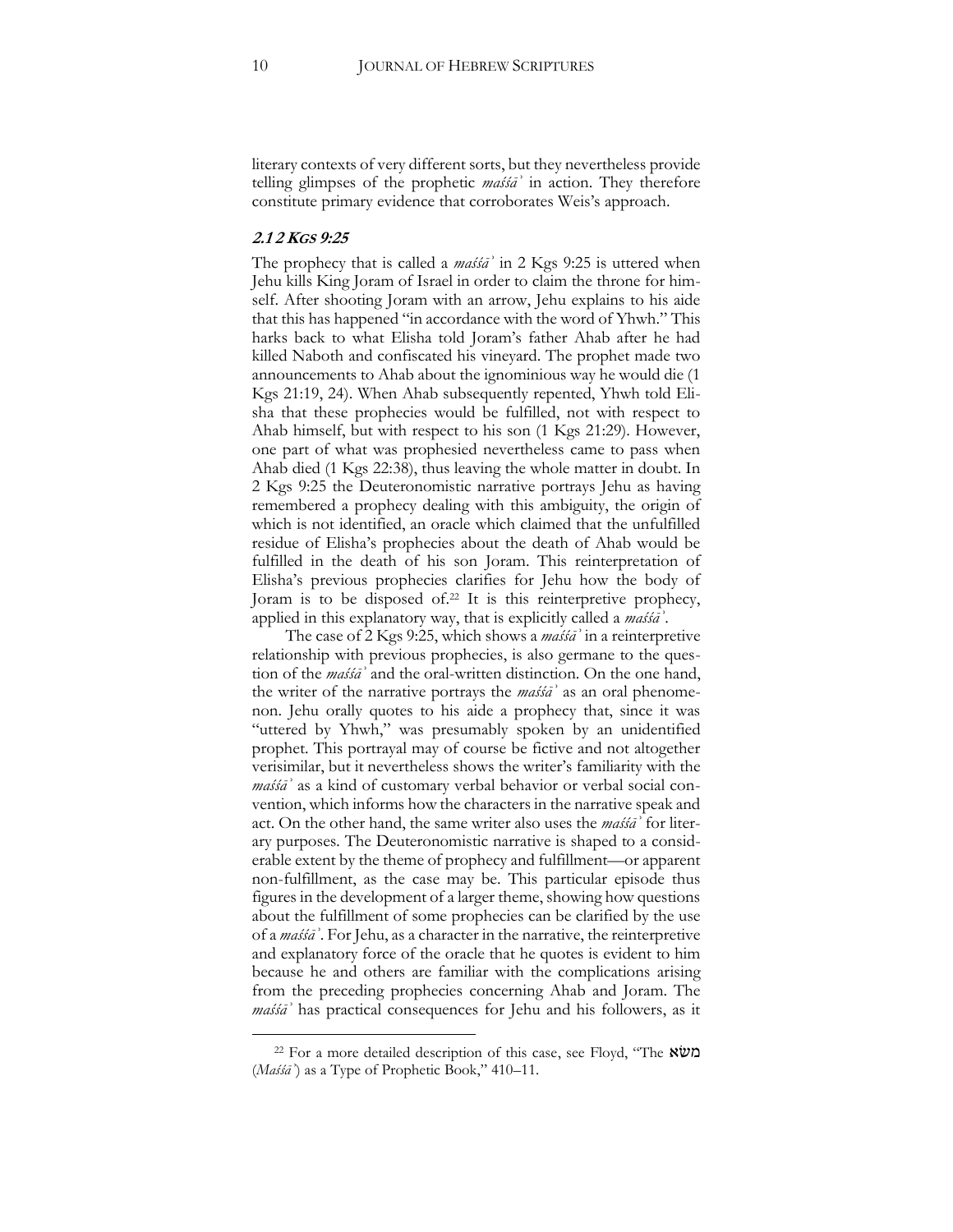literary contexts of very different sorts, but they nevertheless provide telling glimpses of the prophetic *maśśāʾ* in action. They therefore constitute primary evidence that corroborates Weis's approach.

### *2.1 2 Kgs 9:25*

The prophecy that is called a *maśśāʾ* in 2 Kgs 9:25 is uttered when Jehu kills King Joram of Israel in order to claim the throne for himself. After shooting Joram with an arrow, Jehu explains to his aide that this has happened "in accordance with the word of Yhwh." This harks back to what Elisha told Joram's father Ahab after he had killed Naboth and confiscated his vineyard. The prophet made two announcements to Ahab about the ignominious way he would die (1 Kgs 21:19, 24). When Ahab subsequently repented, Yhwh told Elisha that these prophecies would be fulfilled, not with respect to Ahab himself, but with respect to his son (1 Kgs 21:29). However, one part of what was prophesied nevertheless came to pass when Ahab died (1 Kgs 22:38), thus leaving the whole matter in doubt. In 2 Kgs 9:25 the Deuteronomistic narrative portrays Jehu as having remembered a prophecy dealing with this ambiguity, the origin of which is not identified, an oracle which claimed that the unfulfilled residue of Elisha's prophecies about the death of Ahab would be fulfilled in the death of his son Joram. This reinterpretation of Elisha's previous prophecies clarifies for Jehu how the body of Joram is to be disposed of.[22] It is this reinterpretive prophecy, applied in this explanatory way, that is explicitly called a *maśśāʾ*.

The case of 2 Kgs 9:25, which shows a *maśśāʾ* in a reinterpretive relationship with previous prophecies, is also germane to the question of the *maśśāʾ* and the oral-written distinction. On the one hand, the writer of the narrative portrays the *maśśāʾ* as an oral phenomenon. Jehu orally quotes to his aide a prophecy that, since it was "uttered by Yhwh," was presumably spoken by an unidentified prophet. This portrayal may of course be fictive and not altogether verisimilar, but it nevertheless shows the writer's familiarity with the *maśśāʾ* as a kind of customary verbal behavior or verbal social convention, which informs how the characters in the narrative speak and act. On the other hand, the same writer also uses the *maśśāʾ* for literary purposes. The Deuteronomistic narrative is shaped to a considerable extent by the theme of prophecy and fulfillment—or apparent non-fulfillment, as the case may be. This particular episode thus figures in the development of a larger theme, showing how questions about the fulfillment of some prophecies can be clarified by the use of a *maśśāʾ*. For Jehu, as a character in the narrative, the reinterpretive and explanatory force of the oracle that he quotes is evident to him because he and others are familiar with the complications arising from the preceding prophecies concerning Ahab and Joram. The *maśśāʾ* has practical consequences for Jehu and his followers, as it

---

[22] For a more detailed description of this case, see Floyd, "The משׂא (*Maśśāʾ*) as a Type of Prophetic Book," 410–11.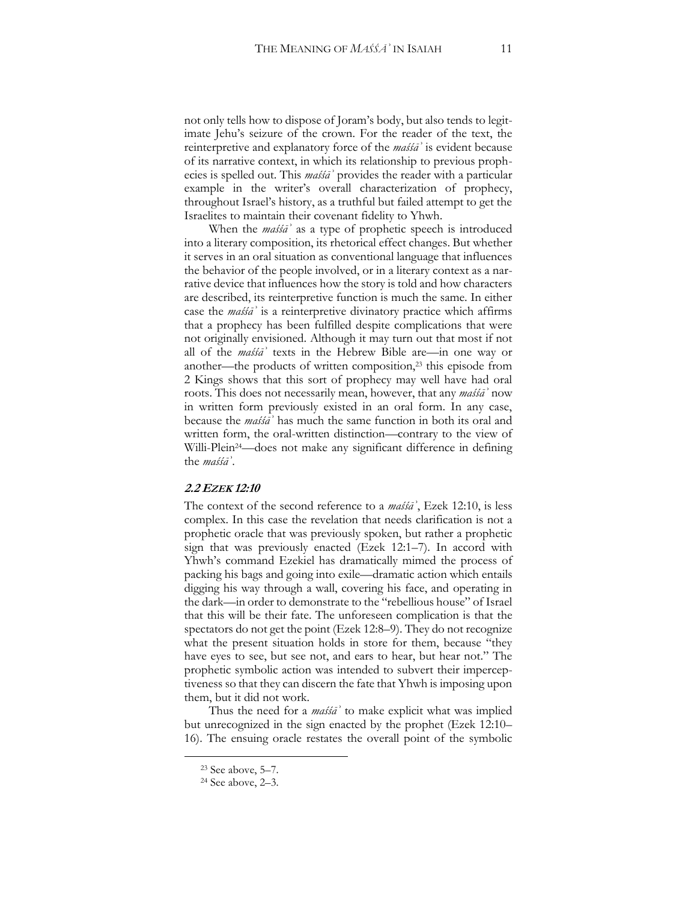not only tells how to dispose of Joram's body, but also tends to legitimate Jehu's seizure of the crown. For the reader of the text, the reinterpretive and explanatory force of the *maśśāʾ* is evident because of its narrative context, in which its relationship to previous prophecies is spelled out. This *maśśāʾ* provides the reader with a particular example in the writer's overall characterization of prophecy, throughout Israel's history, as a truthful but failed attempt to get the Israelites to maintain their covenant fidelity to Yhwh.

When the *maśśāʾ* as a type of prophetic speech is introduced into a literary composition, its rhetorical effect changes. But whether it serves in an oral situation as conventional language that influences the behavior of the people involved, or in a literary context as a narrative device that influences how the story is told and how characters are described, its reinterpretive function is much the same. In either case the *maśśāʾ* is a reinterpretive divinatory practice which affirms that a prophecy has been fulfilled despite complications that were not originally envisioned. Although it may turn out that most if not all of the *maśśāʾ* texts in the Hebrew Bible are—in one way or another—the products of written composition,[23] this episode from 2 Kings shows that this sort of prophecy may well have had oral roots. This does not necessarily mean, however, that any *maśśāʾ* now in written form previously existed in an oral form. In any case, because the *maśśāʾ* has much the same function in both its oral and written form, the oral-written distinction—contrary to the view of Willi-Plein[24]—does not make any significant difference in defining the *maśśāʾ*.

### 2.2 Ezek 12:10

The context of the second reference to a *maśśāʾ*, Ezek 12:10, is less complex. In this case the revelation that needs clarification is not a prophetic oracle that was previously spoken, but rather a prophetic sign that was previously enacted (Ezek 12:1–7). In accord with Yhwh's command Ezekiel has dramatically mimed the process of packing his bags and going into exile—dramatic action which entails digging his way through a wall, covering his face, and operating in the dark—in order to demonstrate to the "rebellious house" of Israel that this will be their fate. The unforeseen complication is that the spectators do not get the point (Ezek 12:8–9). They do not recognize what the present situation holds in store for them, because "they have eyes to see, but see not, and ears to hear, but hear not." The prophetic symbolic action was intended to subvert their imperceptiveness so that they can discern the fate that Yhwh is imposing upon them, but it did not work.

Thus the need for a *maśśāʾ* to make explicit what was implied but unrecognized in the sign enacted by the prophet (Ezek 12:10–16). The ensuing oracle restates the overall point of the symbolic

---

[23] See above, 5–7.

[24] See above, 2–3.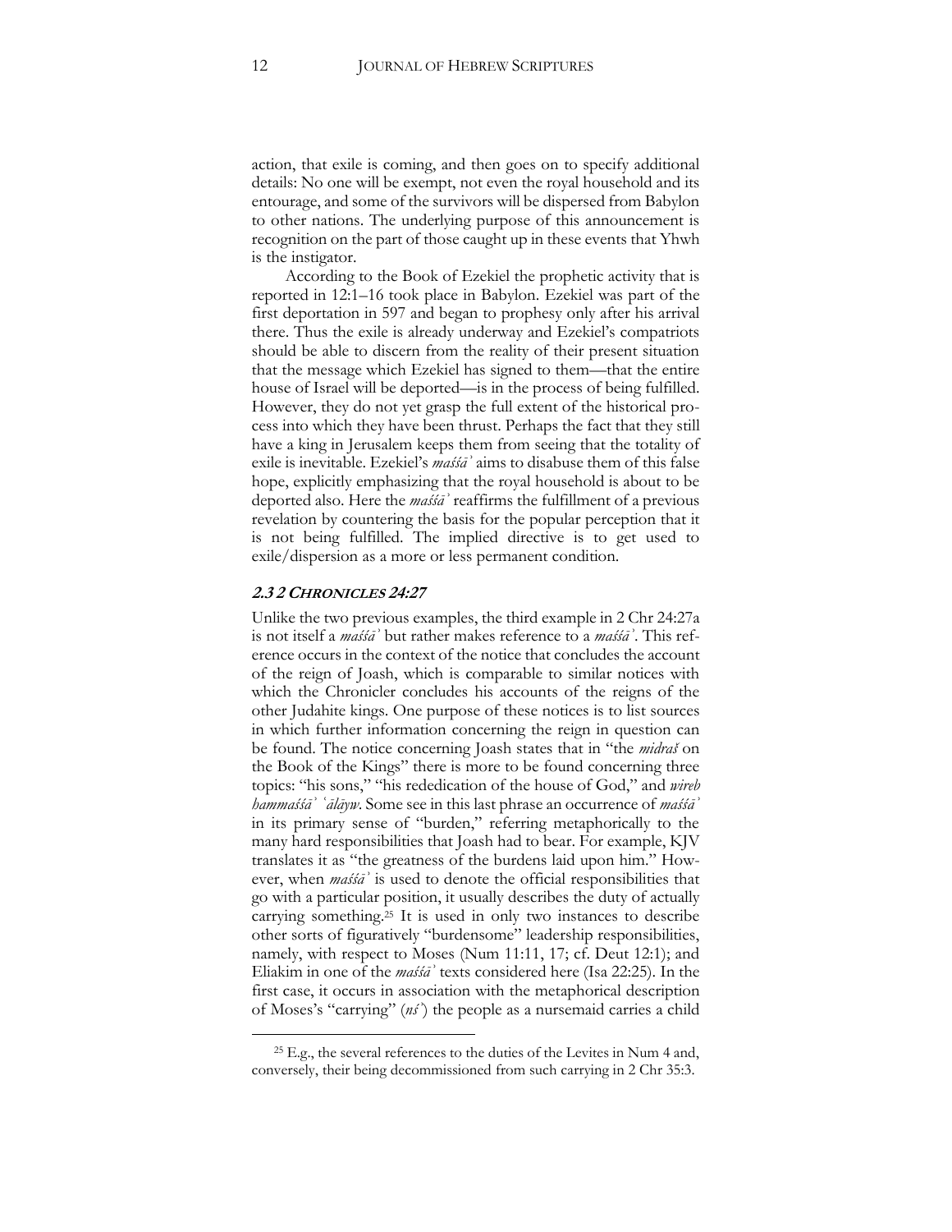action, that exile is coming, and then goes on to specify additional details: No one will be exempt, not even the royal household and its entourage, and some of the survivors will be dispersed from Babylon to other nations. The underlying purpose of this announcement is recognition on the part of those caught up in these events that Yhwh is the instigator.

According to the Book of Ezekiel the prophetic activity that is reported in 12:1–16 took place in Babylon. Ezekiel was part of the first deportation in 597 and began to prophesy only after his arrival there. Thus the exile is already underway and Ezekiel's compatriots should be able to discern from the reality of their present situation that the message which Ezekiel has signed to them—that the entire house of Israel will be deported—is in the process of being fulfilled. However, they do not yet grasp the full extent of the historical process into which they have been thrust. Perhaps the fact that they still have a king in Jerusalem keeps them from seeing that the totality of exile is inevitable. Ezekiel's *maśśāʾ* aims to disabuse them of this false hope, explicitly emphasizing that the royal household is about to be deported also. Here the *maśśāʾ* reaffirms the fulfillment of a previous revelation by countering the basis for the popular perception that it is not being fulfilled. The implied directive is to get used to exile/dispersion as a more or less permanent condition.

### 2.3 2 Chronicles 24:27

Unlike the two previous examples, the third example in 2 Chr 24:27a is not itself a *maśśāʾ* but rather makes reference to a *maśśāʾ*. This reference occurs in the context of the notice that concludes the account of the reign of Joash, which is comparable to similar notices with which the Chronicler concludes his accounts of the reigns of the other Judahite kings. One purpose of these notices is to list sources in which further information concerning the reign in question can be found. The notice concerning Joash states that in "the *midraš* on the Book of the Kings" there is more to be found concerning three topics: "his sons," "his rededication of the house of God," and *wireb hammaśśāʾ ʿālāyw*. Some see in this last phrase an occurrence of *maśśāʾ* in its primary sense of "burden," referring metaphorically to the many hard responsibilities that Joash had to bear. For example, KJV translates it as "the greatness of the burdens laid upon him." However, when *maśśāʾ* is used to denote the official responsibilities that go with a particular position, it usually describes the duty of actually carrying something.[25] It is used in only two instances to describe other sorts of figuratively "burdensome" leadership responsibilities, namely, with respect to Moses (Num 11:11, 17; cf. Deut 12:1); and Eliakim in one of the *maśśāʾ* texts considered here (Isa 22:25). In the first case, it occurs in association with the metaphorical description of Moses's "carrying" (*nśʾ*) the people as a nursemaid carries a child

[25] E.g., the several references to the duties of the Levites in Num 4 and, conversely, their being decommissioned from such carrying in 2 Chr 35:3.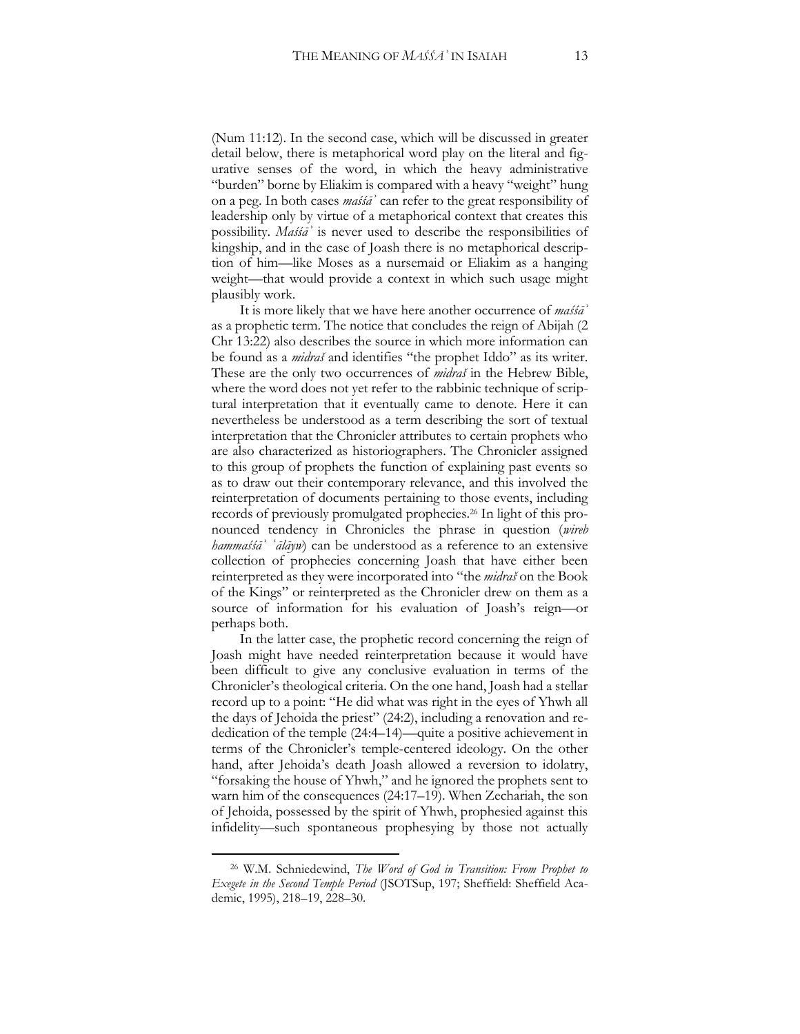(Num 11:12). In the second case, which will be discussed in greater detail below, there is metaphorical word play on the literal and figurative senses of the word, in which the heavy administrative "burden" borne by Eliakim is compared with a heavy "weight" hung on a peg. In both cases *maśśāʾ* can refer to the great responsibility of leadership only by virtue of a metaphorical context that creates this possibility. *Maśśāʾ* is never used to describe the responsibilities of kingship, and in the case of Joash there is no metaphorical description of him—like Moses as a nursemaid or Eliakim as a hanging weight—that would provide a context in which such usage might plausibly work.

It is more likely that we have here another occurrence of *maśśāʾ* as a prophetic term. The notice that concludes the reign of Abijah (2 Chr 13:22) also describes the source in which more information can be found as a *midraš* and identifies "the prophet Iddo" as its writer. These are the only two occurrences of *midraš* in the Hebrew Bible, where the word does not yet refer to the rabbinic technique of scriptural interpretation that it eventually came to denote. Here it can nevertheless be understood as a term describing the sort of textual interpretation that the Chronicler attributes to certain prophets who are also characterized as historiographers. The Chronicler assigned to this group of prophets the function of explaining past events so as to draw out their contemporary relevance, and this involved the reinterpretation of documents pertaining to those events, including records of previously promulgated prophecies.[26] In light of this pronounced tendency in Chronicles the phrase in question (*wireb hammaśśāʾ ʿālāyw*) can be understood as a reference to an extensive collection of prophecies concerning Joash that have either been reinterpreted as they were incorporated into "the *midraš* on the Book of the Kings" or reinterpreted as the Chronicler drew on them as a source of information for his evaluation of Joash's reign—or perhaps both.

In the latter case, the prophetic record concerning the reign of Joash might have needed reinterpretation because it would have been difficult to give any conclusive evaluation in terms of the Chronicler's theological criteria. On the one hand, Joash had a stellar record up to a point: "He did what was right in the eyes of Yhwh all the days of Jehoida the priest" (24:2), including a renovation and rededication of the temple (24:4–14)—quite a positive achievement in terms of the Chronicler's temple-centered ideology. On the other hand, after Jehoida's death Joash allowed a reversion to idolatry, "forsaking the house of Yhwh," and he ignored the prophets sent to warn him of the consequences (24:17–19). When Zechariah, the son of Jehoida, possessed by the spirit of Yhwh, prophesied against this infidelity—such spontaneous prophesying by those not actually

[26] W.M. Schniedewind, *The Word of God in Transition: From Prophet to Exegete in the Second Temple Period* (JSOTSup, 197; Sheffield: Sheffield Academic, 1995), 218–19, 228–30.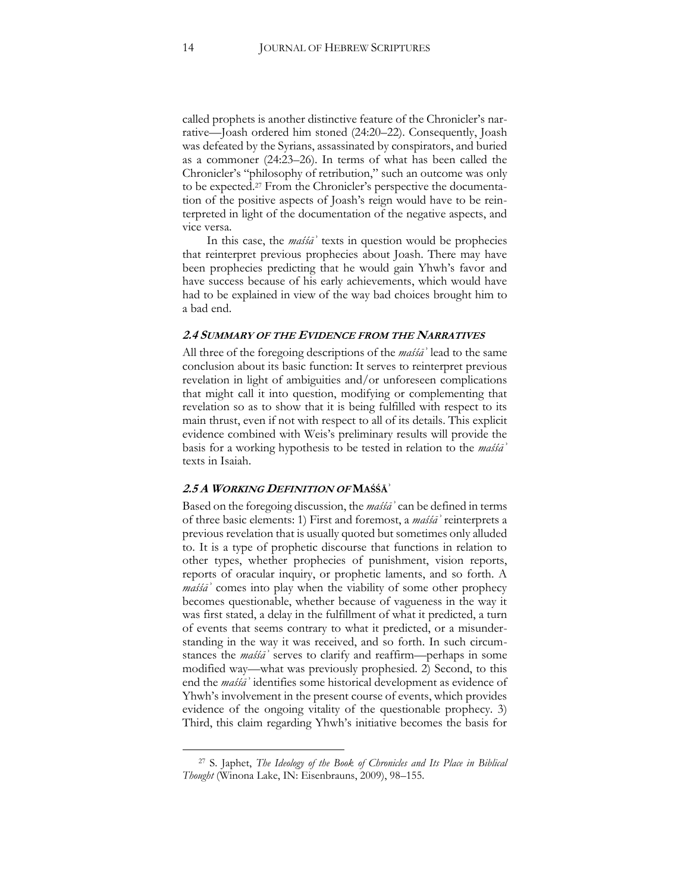called prophets is another distinctive feature of the Chronicler's narrative—Joash ordered him stoned (24:20–22). Consequently, Joash was defeated by the Syrians, assassinated by conspirators, and buried as a commoner (24:23–26). In terms of what has been called the Chronicler's "philosophy of retribution," such an outcome was only to be expected.[27] From the Chronicler's perspective the documentation of the positive aspects of Joash's reign would have to be reinterpreted in light of the documentation of the negative aspects, and vice versa.

In this case, the *maśśāʾ* texts in question would be prophecies that reinterpret previous prophecies about Joash. There may have been prophecies predicting that he would gain Yhwh's favor and have success because of his early achievements, which would have had to be explained in view of the way bad choices brought him to a bad end.

### *2.4 Summary of the Evidence from the Narratives*

All three of the foregoing descriptions of the *maśśāʾ* lead to the same conclusion about its basic function: It serves to reinterpret previous revelation in light of ambiguities and/or unforeseen complications that might call it into question, modifying or complementing that revelation so as to show that it is being fulfilled with respect to its main thrust, even if not with respect to all of its details. This explicit evidence combined with Weis's preliminary results will provide the basis for a working hypothesis to be tested in relation to the *maśśāʾ* texts in Isaiah.

### *2.5 A Working Definition of* **Maśśāʾ**

Based on the foregoing discussion, the *maśśāʾ* can be defined in terms of three basic elements: 1) First and foremost, a *maśśāʾ* reinterprets a previous revelation that is usually quoted but sometimes only alluded to. It is a type of prophetic discourse that functions in relation to other types, whether prophecies of punishment, vision reports, reports of oracular inquiry, or prophetic laments, and so forth. A *maśśāʾ* comes into play when the viability of some other prophecy becomes questionable, whether because of vagueness in the way it was first stated, a delay in the fulfillment of what it predicted, a turn of events that seems contrary to what it predicted, or a misunderstanding in the way it was received, and so forth. In such circumstances the *maśśāʾ* serves to clarify and reaffirm—perhaps in some modified way—what was previously prophesied. 2) Second, to this end the *maśśāʾ* identifies some historical development as evidence of Yhwh's involvement in the present course of events, which provides evidence of the ongoing vitality of the questionable prophecy. 3) Third, this claim regarding Yhwh's initiative becomes the basis for

[27] S. Japhet, *The Ideology of the Book of Chronicles and Its Place in Biblical Thought* (Winona Lake, IN: Eisenbrauns, 2009), 98–155.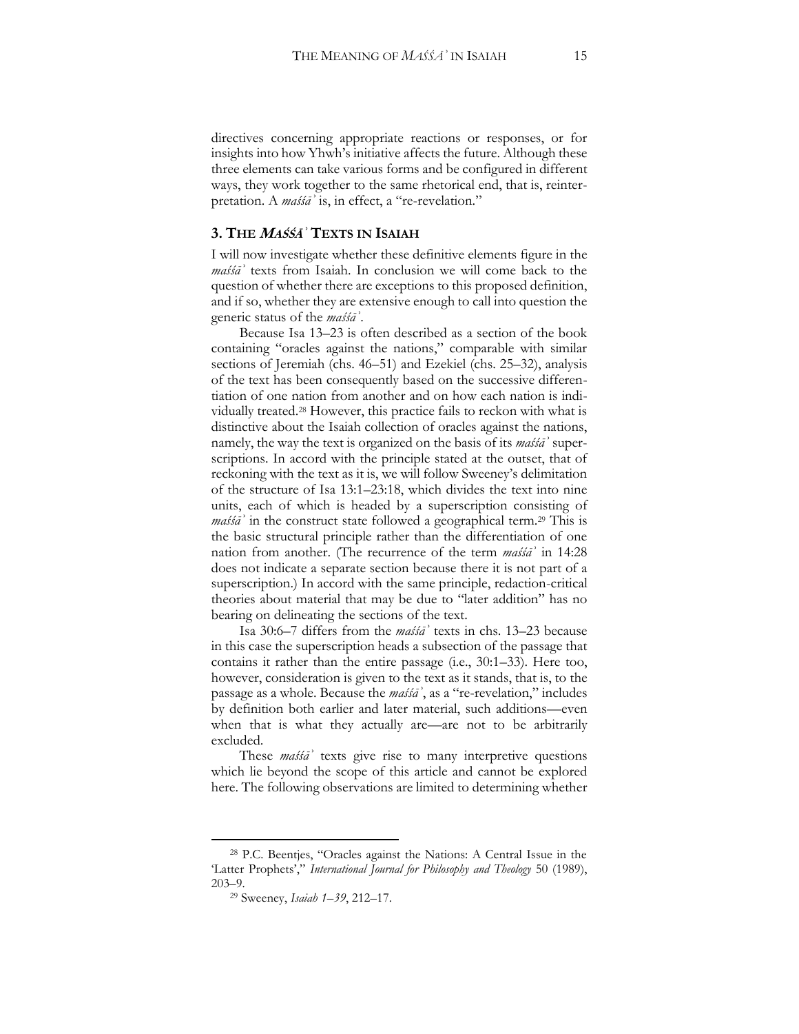directives concerning appropriate reactions or responses, or for insights into how Yhwh's initiative affects the future. Although these three elements can take various forms and be configured in different ways, they work together to the same rhetorical end, that is, reinterpretation. A *maśśāʾ* is, in effect, a "re-revelation."

## 3. The *Maśśāʾ* Texts in Isaiah

I will now investigate whether these definitive elements figure in the *maśśāʾ* texts from Isaiah. In conclusion we will come back to the question of whether there are exceptions to this proposed definition, and if so, whether they are extensive enough to call into question the generic status of the *maśśāʾ*.

Because Isa 13–23 is often described as a section of the book containing "oracles against the nations," comparable with similar sections of Jeremiah (chs. 46–51) and Ezekiel (chs. 25–32), analysis of the text has been consequently based on the successive differentiation of one nation from another and on how each nation is individually treated.[28] However, this practice fails to reckon with what is distinctive about the Isaiah collection of oracles against the nations, namely, the way the text is organized on the basis of its *maśśāʾ* superscriptions. In accord with the principle stated at the outset, that of reckoning with the text as it is, we will follow Sweeney's delimitation of the structure of Isa 13:1–23:18, which divides the text into nine units, each of which is headed by a superscription consisting of *maśśāʾ* in the construct state followed a geographical term.[29] This is the basic structural principle rather than the differentiation of one nation from another. (The recurrence of the term *maśśāʾ* in 14:28 does not indicate a separate section because there it is not part of a superscription.) In accord with the same principle, redaction-critical theories about material that may be due to "later addition" has no bearing on delineating the sections of the text.

Isa 30:6–7 differs from the *maśśāʾ* texts in chs. 13–23 because in this case the superscription heads a subsection of the passage that contains it rather than the entire passage (i.e., 30:1–33). Here too, however, consideration is given to the text as it stands, that is, to the passage as a whole. Because the *maśśāʾ*, as a "re-revelation," includes by definition both earlier and later material, such additions—even when that is what they actually are—are not to be arbitrarily excluded.

These *maśśāʾ* texts give rise to many interpretive questions which lie beyond the scope of this article and cannot be explored here. The following observations are limited to determining whether

---

[28] P.C. Beentjes, "Oracles against the Nations: A Central Issue in the 'Latter Prophets'," *International Journal for Philosophy and Theology* 50 (1989), 203–9.

[29] Sweeney, *Isaiah 1–39*, 212–17.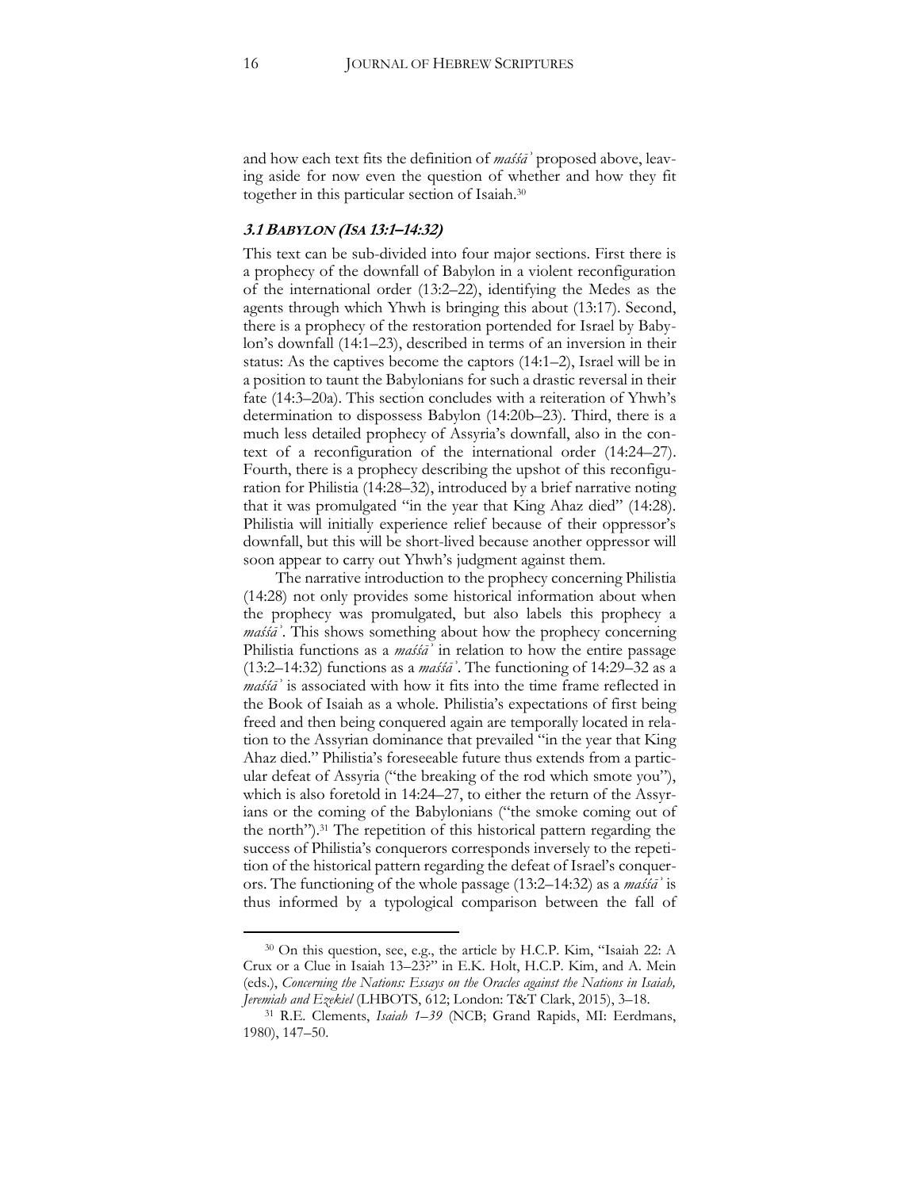and how each text fits the definition of *maśśāʾ* proposed above, leaving aside for now even the question of whether and how they fit together in this particular section of Isaiah.[30]

### 3.1 BABYLON (ISA 13:1–14:32)

This text can be sub-divided into four major sections. First there is a prophecy of the downfall of Babylon in a violent reconfiguration of the international order (13:2–22), identifying the Medes as the agents through which Yhwh is bringing this about (13:17). Second, there is a prophecy of the restoration portended for Israel by Babylon's downfall (14:1–23), described in terms of an inversion in their status: As the captives become the captors (14:1–2), Israel will be in a position to taunt the Babylonians for such a drastic reversal in their fate (14:3–20a). This section concludes with a reiteration of Yhwh's determination to dispossess Babylon (14:20b–23). Third, there is a much less detailed prophecy of Assyria's downfall, also in the context of a reconfiguration of the international order (14:24–27). Fourth, there is a prophecy describing the upshot of this reconfiguration for Philistia (14:28–32), introduced by a brief narrative noting that it was promulgated "in the year that King Ahaz died" (14:28). Philistia will initially experience relief because of their oppressor's downfall, but this will be short-lived because another oppressor will soon appear to carry out Yhwh's judgment against them.

The narrative introduction to the prophecy concerning Philistia (14:28) not only provides some historical information about when the prophecy was promulgated, but also labels this prophecy a *maśśāʾ*. This shows something about how the prophecy concerning Philistia functions as a *maśśāʾ* in relation to how the entire passage (13:2–14:32) functions as a *maśśāʾ*. The functioning of 14:29–32 as a *maśśāʾ* is associated with how it fits into the time frame reflected in the Book of Isaiah as a whole. Philistia's expectations of first being freed and then being conquered again are temporally located in relation to the Assyrian dominance that prevailed "in the year that King Ahaz died." Philistia's foreseeable future thus extends from a particular defeat of Assyria ("the breaking of the rod which smote you"), which is also foretold in 14:24–27, to either the return of the Assyrians or the coming of the Babylonians ("the smoke coming out of the north").[31] The repetition of this historical pattern regarding the success of Philistia's conquerors corresponds inversely to the repetition of the historical pattern regarding the defeat of Israel's conquerors. The functioning of the whole passage (13:2–14:32) as a *maśśāʾ* is thus informed by a typological comparison between the fall of

---

[30] On this question, see, e.g., the article by H.C.P. Kim, "Isaiah 22: A Crux or a Clue in Isaiah 13–23?" in E.K. Holt, H.C.P. Kim, and A. Mein (eds.), *Concerning the Nations: Essays on the Oracles against the Nations in Isaiah, Jeremiah and Ezekiel* (LHBOTS, 612; London: T&T Clark, 2015), 3–18.

[31] R.E. Clements, *Isaiah 1–39* (NCB; Grand Rapids, MI: Eerdmans, 1980), 147–50.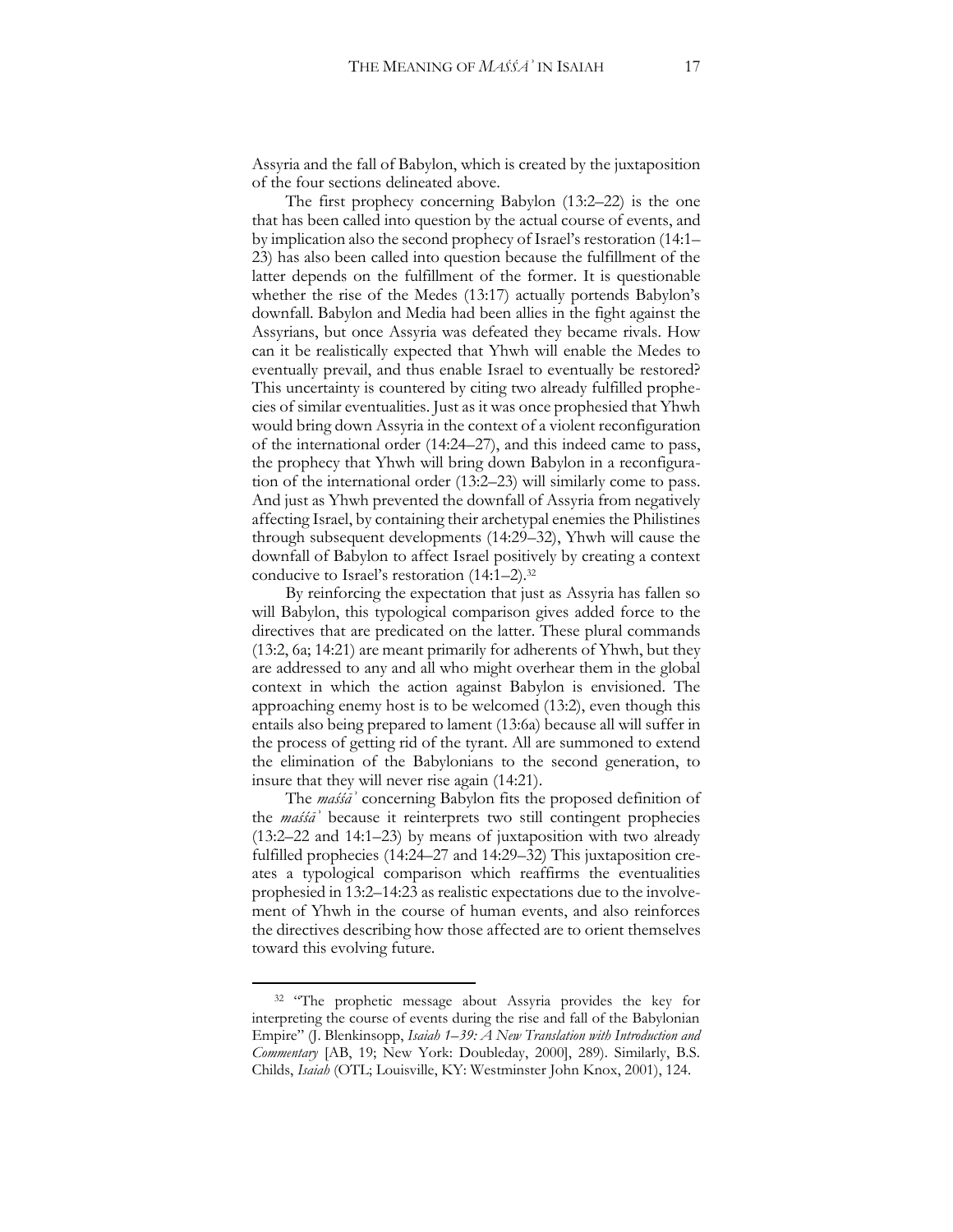Assyria and the fall of Babylon, which is created by the juxtaposition of the four sections delineated above.

The first prophecy concerning Babylon (13:2–22) is the one that has been called into question by the actual course of events, and by implication also the second prophecy of Israel's restoration (14:1–23) has also been called into question because the fulfillment of the latter depends on the fulfillment of the former. It is questionable whether the rise of the Medes (13:17) actually portends Babylon's downfall. Babylon and Media had been allies in the fight against the Assyrians, but once Assyria was defeated they became rivals. How can it be realistically expected that Yhwh will enable the Medes to eventually prevail, and thus enable Israel to eventually be restored? This uncertainty is countered by citing two already fulfilled prophecies of similar eventualities. Just as it was once prophesied that Yhwh would bring down Assyria in the context of a violent reconfiguration of the international order (14:24–27), and this indeed came to pass, the prophecy that Yhwh will bring down Babylon in a reconfiguration of the international order (13:2–23) will similarly come to pass. And just as Yhwh prevented the downfall of Assyria from negatively affecting Israel, by containing their archetypal enemies the Philistines through subsequent developments (14:29–32), Yhwh will cause the downfall of Babylon to affect Israel positively by creating a context conducive to Israel's restoration (14:1–2).[32]

By reinforcing the expectation that just as Assyria has fallen so will Babylon, this typological comparison gives added force to the directives that are predicated on the latter. These plural commands (13:2, 6a; 14:21) are meant primarily for adherents of Yhwh, but they are addressed to any and all who might overhear them in the global context in which the action against Babylon is envisioned. The approaching enemy host is to be welcomed (13:2), even though this entails also being prepared to lament (13:6a) because all will suffer in the process of getting rid of the tyrant. All are summoned to extend the elimination of the Babylonians to the second generation, to insure that they will never rise again (14:21).

The *maśśāʾ* concerning Babylon fits the proposed definition of the *maśśāʾ* because it reinterprets two still contingent prophecies (13:2–22 and 14:1–23) by means of juxtaposition with two already fulfilled prophecies (14:24–27 and 14:29–32) This juxtaposition creates a typological comparison which reaffirms the eventualities prophesied in 13:2–14:23 as realistic expectations due to the involvement of Yhwh in the course of human events, and also reinforces the directives describing how those affected are to orient themselves toward this evolving future.

---

[32] "The prophetic message about Assyria provides the key for interpreting the course of events during the rise and fall of the Babylonian Empire" (J. Blenkinsopp, *Isaiah 1–39: A New Translation with Introduction and Commentary* [AB, 19; New York: Doubleday, 2000], 289). Similarly, B.S. Childs, *Isaiah* (OTL; Louisville, KY: Westminster John Knox, 2001), 124.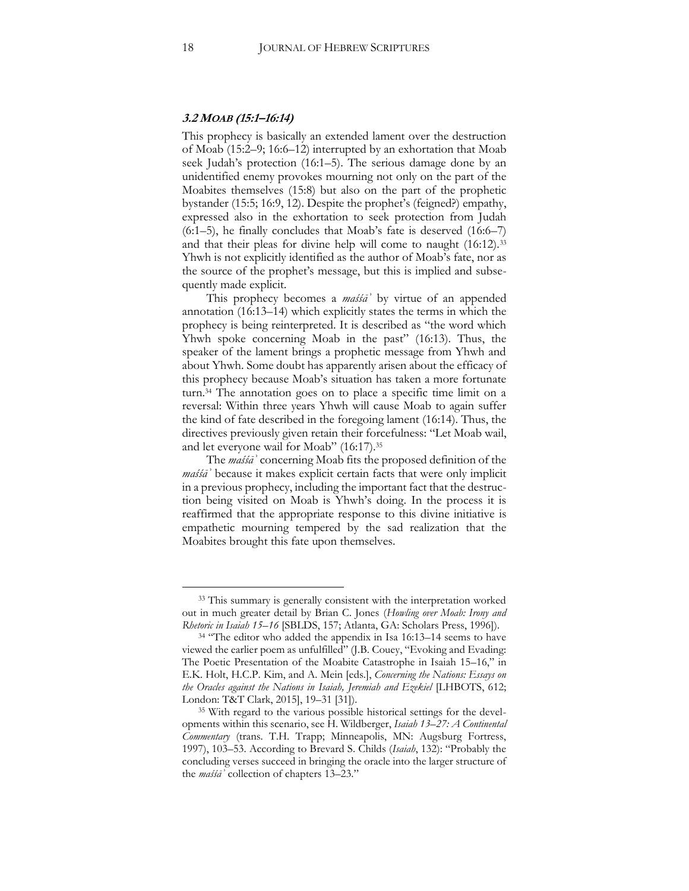### *3.2 MOAB (15:1–16:14)*

This prophecy is basically an extended lament over the destruction of Moab (15:2–9; 16:6–12) interrupted by an exhortation that Moab seek Judah's protection (16:1–5). The serious damage done by an unidentified enemy provokes mourning not only on the part of the Moabites themselves (15:8) but also on the part of the prophetic bystander (15:5; 16:9, 12). Despite the prophet's (feigned?) empathy, expressed also in the exhortation to seek protection from Judah (6:1–5), he finally concludes that Moab's fate is deserved (16:6–7) and that their pleas for divine help will come to naught (16:12).[33] Yhwh is not explicitly identified as the author of Moab's fate, nor as the source of the prophet's message, but this is implied and subsequently made explicit.

This prophecy becomes a *maśśāʾ* by virtue of an appended annotation (16:13–14) which explicitly states the terms in which the prophecy is being reinterpreted. It is described as "the word which Yhwh spoke concerning Moab in the past" (16:13). Thus, the speaker of the lament brings a prophetic message from Yhwh and about Yhwh. Some doubt has apparently arisen about the efficacy of this prophecy because Moab's situation has taken a more fortunate turn.[34] The annotation goes on to place a specific time limit on a reversal: Within three years Yhwh will cause Moab to again suffer the kind of fate described in the foregoing lament (16:14). Thus, the directives previously given retain their forcefulness: "Let Moab wail, and let everyone wail for Moab" (16:17).[35]

The *maśśāʾ* concerning Moab fits the proposed definition of the *maśśāʾ* because it makes explicit certain facts that were only implicit in a previous prophecy, including the important fact that the destruction being visited on Moab is Yhwh's doing. In the process it is reaffirmed that the appropriate response to this divine initiative is empathetic mourning tempered by the sad realization that the Moabites brought this fate upon themselves.

---

[33] This summary is generally consistent with the interpretation worked out in much greater detail by Brian C. Jones (*Howling over Moab: Irony and Rhetoric in Isaiah 15–16* [SBLDS, 157; Atlanta, GA: Scholars Press, 1996]).

[34] "The editor who added the appendix in Isa 16:13–14 seems to have viewed the earlier poem as unfulfilled" (J.B. Couey, "Evoking and Evading: The Poetic Presentation of the Moabite Catastrophe in Isaiah 15–16," in E.K. Holt, H.C.P. Kim, and A. Mein [eds.], *Concerning the Nations: Essays on the Oracles against the Nations in Isaiah, Jeremiah and Ezekiel* [LHBOTS, 612; London: T&T Clark, 2015], 19–31 [31]).

[35] With regard to the various possible historical settings for the developments within this scenario, see H. Wildberger, *Isaiah 13–27: A Continental Commentary* (trans. T.H. Trapp; Minneapolis, MN: Augsburg Fortress, 1997), 103–53. According to Brevard S. Childs (*Isaiah*, 132): "Probably the concluding verses succeed in bringing the oracle into the larger structure of the *maśśāʾ* collection of chapters 13–23."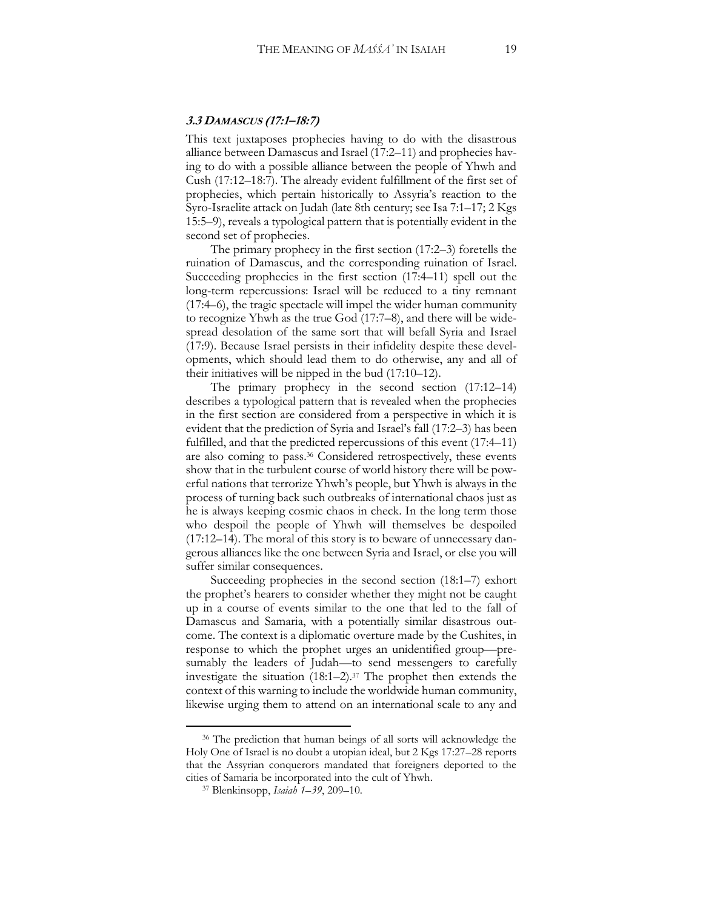### ***3.3 Damascus (17:1–18:7)***

This text juxtaposes prophecies having to do with the disastrous alliance between Damascus and Israel (17:2–11) and prophecies having to do with a possible alliance between the people of Yhwh and Cush (17:12–18:7). The already evident fulfillment of the first set of prophecies, which pertain historically to Assyria's reaction to the Syro-Israelite attack on Judah (late 8th century; see Isa 7:1–17; 2 Kgs 15:5–9), reveals a typological pattern that is potentially evident in the second set of prophecies.

The primary prophecy in the first section (17:2–3) foretells the ruination of Damascus, and the corresponding ruination of Israel. Succeeding prophecies in the first section (17:4–11) spell out the long-term repercussions: Israel will be reduced to a tiny remnant (17:4–6), the tragic spectacle will impel the wider human community to recognize Yhwh as the true God (17:7–8), and there will be widespread desolation of the same sort that will befall Syria and Israel (17:9). Because Israel persists in their infidelity despite these developments, which should lead them to do otherwise, any and all of their initiatives will be nipped in the bud (17:10–12).

The primary prophecy in the second section (17:12–14) describes a typological pattern that is revealed when the prophecies in the first section are considered from a perspective in which it is evident that the prediction of Syria and Israel's fall (17:2–3) has been fulfilled, and that the predicted repercussions of this event (17:4–11) are also coming to pass.[36] Considered retrospectively, these events show that in the turbulent course of world history there will be powerful nations that terrorize Yhwh's people, but Yhwh is always in the process of turning back such outbreaks of international chaos just as he is always keeping cosmic chaos in check. In the long term those who despoil the people of Yhwh will themselves be despoiled (17:12–14). The moral of this story is to beware of unnecessary dangerous alliances like the one between Syria and Israel, or else you will suffer similar consequences.

Succeeding prophecies in the second section (18:1–7) exhort the prophet's hearers to consider whether they might not be caught up in a course of events similar to the one that led to the fall of Damascus and Samaria, with a potentially similar disastrous outcome. The context is a diplomatic overture made by the Cushites, in response to which the prophet urges an unidentified group—presumably the leaders of Judah—to send messengers to carefully investigate the situation (18:1–2).[37] The prophet then extends the context of this warning to include the worldwide human community, likewise urging them to attend on an international scale to any and

---

[36] The prediction that human beings of all sorts will acknowledge the Holy One of Israel is no doubt a utopian ideal, but 2 Kgs 17:27–28 reports that the Assyrian conquerors mandated that foreigners deported to the cities of Samaria be incorporated into the cult of Yhwh.

[37] Blenkinsopp, *Isaiah 1–39*, 209–10.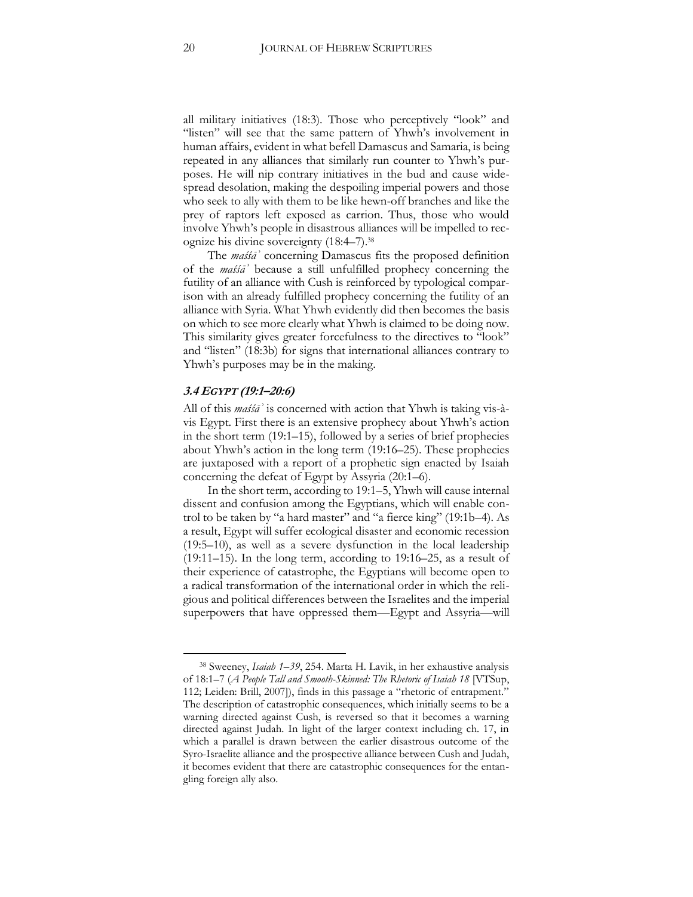all military initiatives (18:3). Those who perceptively "look" and "listen" will see that the same pattern of Yhwh's involvement in human affairs, evident in what befell Damascus and Samaria, is being repeated in any alliances that similarly run counter to Yhwh's purposes. He will nip contrary initiatives in the bud and cause widespread desolation, making the despoiling imperial powers and those who seek to ally with them to be like hewn-off branches and like the prey of raptors left exposed as carrion. Thus, those who would involve Yhwh's people in disastrous alliances will be impelled to recognize his divine sovereignty (18:4–7).[38]

The *maśśāʾ* concerning Damascus fits the proposed definition of the *maśśāʾ* because a still unfulfilled prophecy concerning the futility of an alliance with Cush is reinforced by typological comparison with an already fulfilled prophecy concerning the futility of an alliance with Syria. What Yhwh evidently did then becomes the basis on which to see more clearly what Yhwh is claimed to be doing now. This similarity gives greater forcefulness to the directives to "look" and "listen" (18:3b) for signs that international alliances contrary to Yhwh's purposes may be in the making.

### *3.4 Egypt (19:1–20:6)*

All of this *maśśāʾ* is concerned with action that Yhwh is taking vis-à-vis Egypt. First there is an extensive prophecy about Yhwh's action in the short term (19:1–15), followed by a series of brief prophecies about Yhwh's action in the long term (19:16–25). These prophecies are juxtaposed with a report of a prophetic sign enacted by Isaiah concerning the defeat of Egypt by Assyria (20:1–6).

In the short term, according to 19:1–5, Yhwh will cause internal dissent and confusion among the Egyptians, which will enable control to be taken by "a hard master" and "a fierce king" (19:1b–4). As a result, Egypt will suffer ecological disaster and economic recession (19:5–10), as well as a severe dysfunction in the local leadership (19:11–15). In the long term, according to 19:16–25, as a result of their experience of catastrophe, the Egyptians will become open to a radical transformation of the international order in which the religious and political differences between the Israelites and the imperial superpowers that have oppressed them—Egypt and Assyria—will

---

[38] Sweeney, *Isaiah 1–39*, 254. Marta H. Lavik, in her exhaustive analysis of 18:1–7 (*A People Tall and Smooth-Skinned: The Rhetoric of Isaiah 18* [VTSup, 112; Leiden: Brill, 2007]), finds in this passage a "rhetoric of entrapment." The description of catastrophic consequences, which initially seems to be a warning directed against Cush, is reversed so that it becomes a warning directed against Judah. In light of the larger context including ch. 17, in which a parallel is drawn between the earlier disastrous outcome of the Syro-Israelite alliance and the prospective alliance between Cush and Judah, it becomes evident that there are catastrophic consequences for the entangling foreign ally also.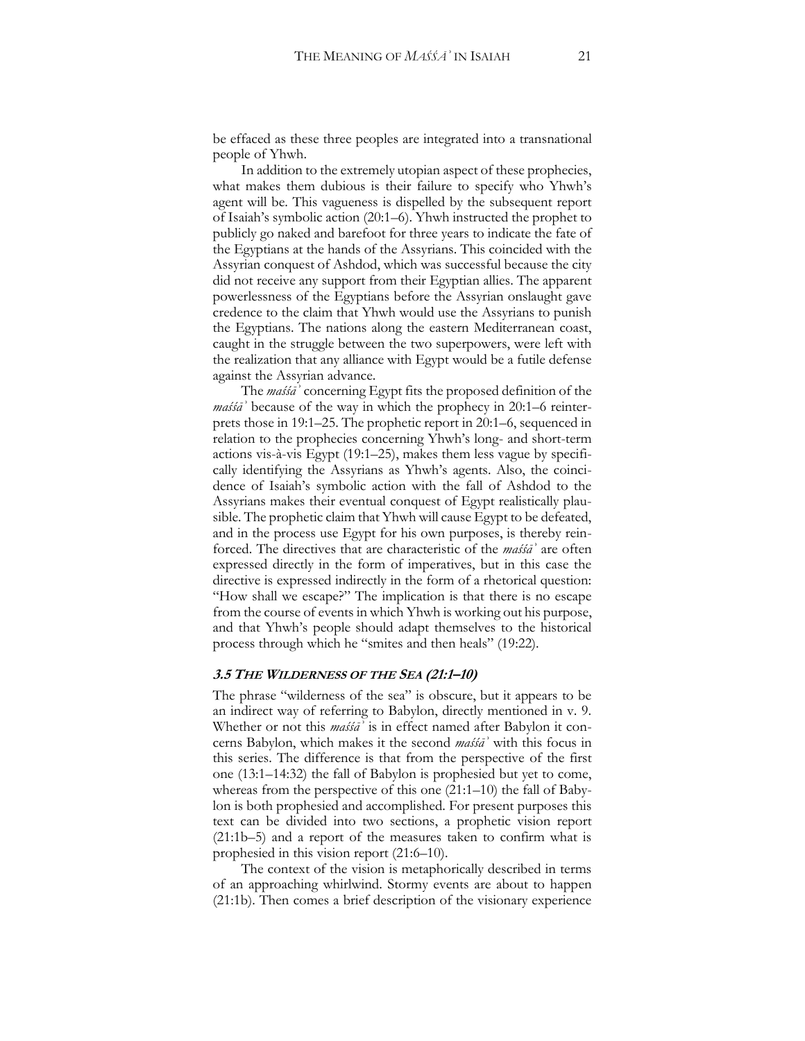be effaced as these three peoples are integrated into a transnational people of Yhwh.

In addition to the extremely utopian aspect of these prophecies, what makes them dubious is their failure to specify who Yhwh's agent will be. This vagueness is dispelled by the subsequent report of Isaiah's symbolic action (20:1–6). Yhwh instructed the prophet to publicly go naked and barefoot for three years to indicate the fate of the Egyptians at the hands of the Assyrians. This coincided with the Assyrian conquest of Ashdod, which was successful because the city did not receive any support from their Egyptian allies. The apparent powerlessness of the Egyptians before the Assyrian onslaught gave credence to the claim that Yhwh would use the Assyrians to punish the Egyptians. The nations along the eastern Mediterranean coast, caught in the struggle between the two superpowers, were left with the realization that any alliance with Egypt would be a futile defense against the Assyrian advance.

The *maśśāʾ* concerning Egypt fits the proposed definition of the *maśśāʾ* because of the way in which the prophecy in 20:1–6 reinterprets those in 19:1–25. The prophetic report in 20:1–6, sequenced in relation to the prophecies concerning Yhwh's long- and short-term actions vis-à-vis Egypt (19:1–25), makes them less vague by specifically identifying the Assyrians as Yhwh's agents. Also, the coincidence of Isaiah's symbolic action with the fall of Ashdod to the Assyrians makes their eventual conquest of Egypt realistically plausible. The prophetic claim that Yhwh will cause Egypt to be defeated, and in the process use Egypt for his own purposes, is thereby reinforced. The directives that are characteristic of the *maśśāʾ* are often expressed directly in the form of imperatives, but in this case the directive is expressed indirectly in the form of a rhetorical question: "How shall we escape?" The implication is that there is no escape from the course of events in which Yhwh is working out his purpose, and that Yhwh's people should adapt themselves to the historical process through which he "smites and then heals" (19:22).

### 3.5 The Wilderness of the Sea (21:1–10)

The phrase "wilderness of the sea" is obscure, but it appears to be an indirect way of referring to Babylon, directly mentioned in v. 9. Whether or not this *maśśāʾ* is in effect named after Babylon it concerns Babylon, which makes it the second *maśśāʾ* with this focus in this series. The difference is that from the perspective of the first one (13:1–14:32) the fall of Babylon is prophesied but yet to come, whereas from the perspective of this one (21:1–10) the fall of Babylon is both prophesied and accomplished. For present purposes this text can be divided into two sections, a prophetic vision report (21:1b–5) and a report of the measures taken to confirm what is prophesied in this vision report (21:6–10).

The context of the vision is metaphorically described in terms of an approaching whirlwind. Stormy events are about to happen (21:1b). Then comes a brief description of the visionary experience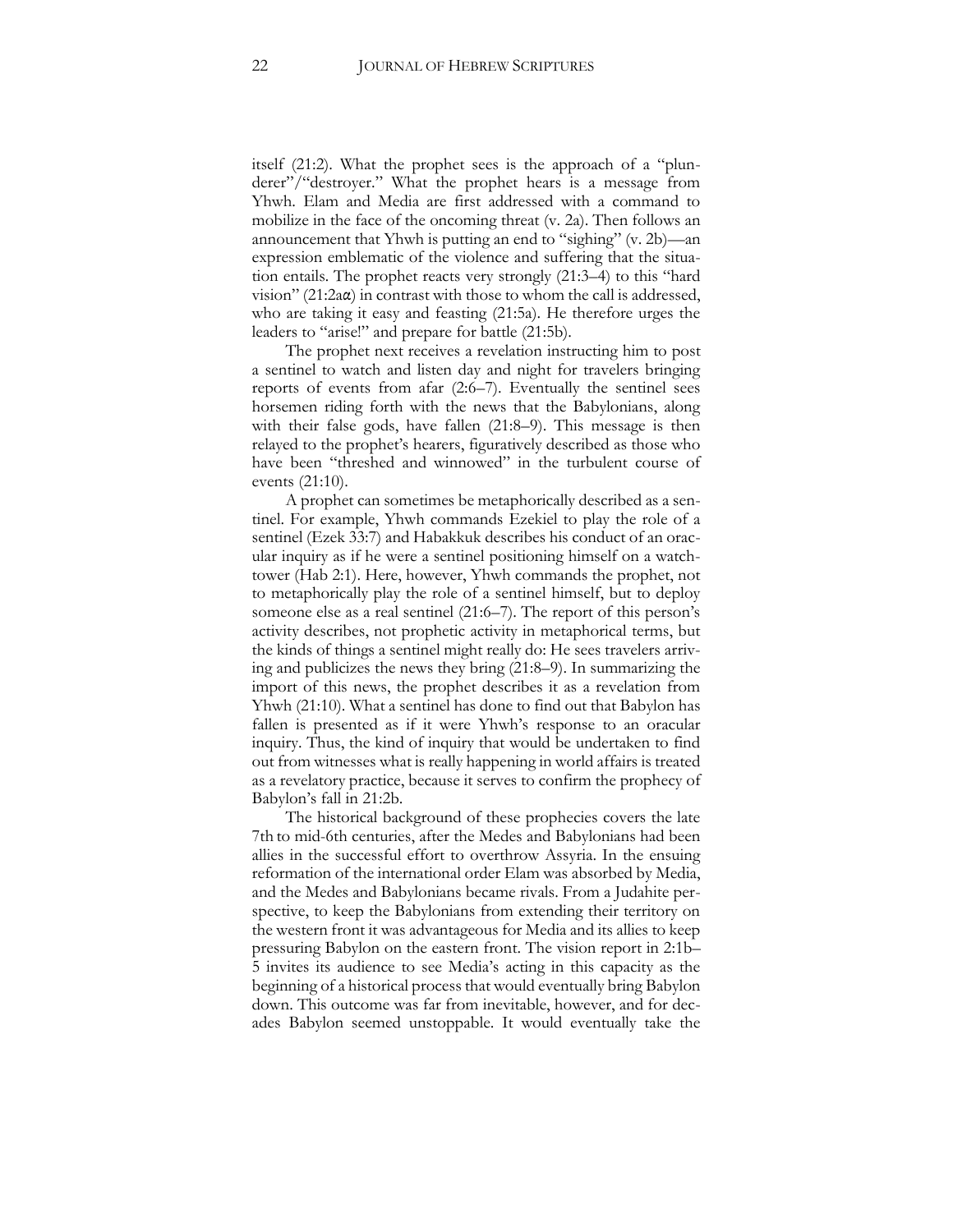itself (21:2). What the prophet sees is the approach of a "plunderer"/"destroyer." What the prophet hears is a message from Yhwh. Elam and Media are first addressed with a command to mobilize in the face of the oncoming threat (v. 2a). Then follows an announcement that Yhwh is putting an end to "sighing" (v. 2b)—an expression emblematic of the violence and suffering that the situation entails. The prophet reacts very strongly (21:3–4) to this "hard vision" (21:2aα) in contrast with those to whom the call is addressed, who are taking it easy and feasting (21:5a). He therefore urges the leaders to "arise!" and prepare for battle (21:5b).

The prophet next receives a revelation instructing him to post a sentinel to watch and listen day and night for travelers bringing reports of events from afar (2:6–7). Eventually the sentinel sees horsemen riding forth with the news that the Babylonians, along with their false gods, have fallen (21:8–9). This message is then relayed to the prophet's hearers, figuratively described as those who have been "threshed and winnowed" in the turbulent course of events (21:10).

A prophet can sometimes be metaphorically described as a sentinel. For example, Yhwh commands Ezekiel to play the role of a sentinel (Ezek 33:7) and Habakkuk describes his conduct of an oracular inquiry as if he were a sentinel positioning himself on a watchtower (Hab 2:1). Here, however, Yhwh commands the prophet, not to metaphorically play the role of a sentinel himself, but to deploy someone else as a real sentinel (21:6–7). The report of this person's activity describes, not prophetic activity in metaphorical terms, but the kinds of things a sentinel might really do: He sees travelers arriving and publicizes the news they bring (21:8–9). In summarizing the import of this news, the prophet describes it as a revelation from Yhwh (21:10). What a sentinel has done to find out that Babylon has fallen is presented as if it were Yhwh's response to an oracular inquiry. Thus, the kind of inquiry that would be undertaken to find out from witnesses what is really happening in world affairs is treated as a revelatory practice, because it serves to confirm the prophecy of Babylon's fall in 21:2b.

The historical background of these prophecies covers the late 7th to mid-6th centuries, after the Medes and Babylonians had been allies in the successful effort to overthrow Assyria. In the ensuing reformation of the international order Elam was absorbed by Media, and the Medes and Babylonians became rivals. From a Judahite perspective, to keep the Babylonians from extending their territory on the western front it was advantageous for Media and its allies to keep pressuring Babylon on the eastern front. The vision report in 2:1b–5 invites its audience to see Media's acting in this capacity as the beginning of a historical process that would eventually bring Babylon down. This outcome was far from inevitable, however, and for decades Babylon seemed unstoppable. It would eventually take the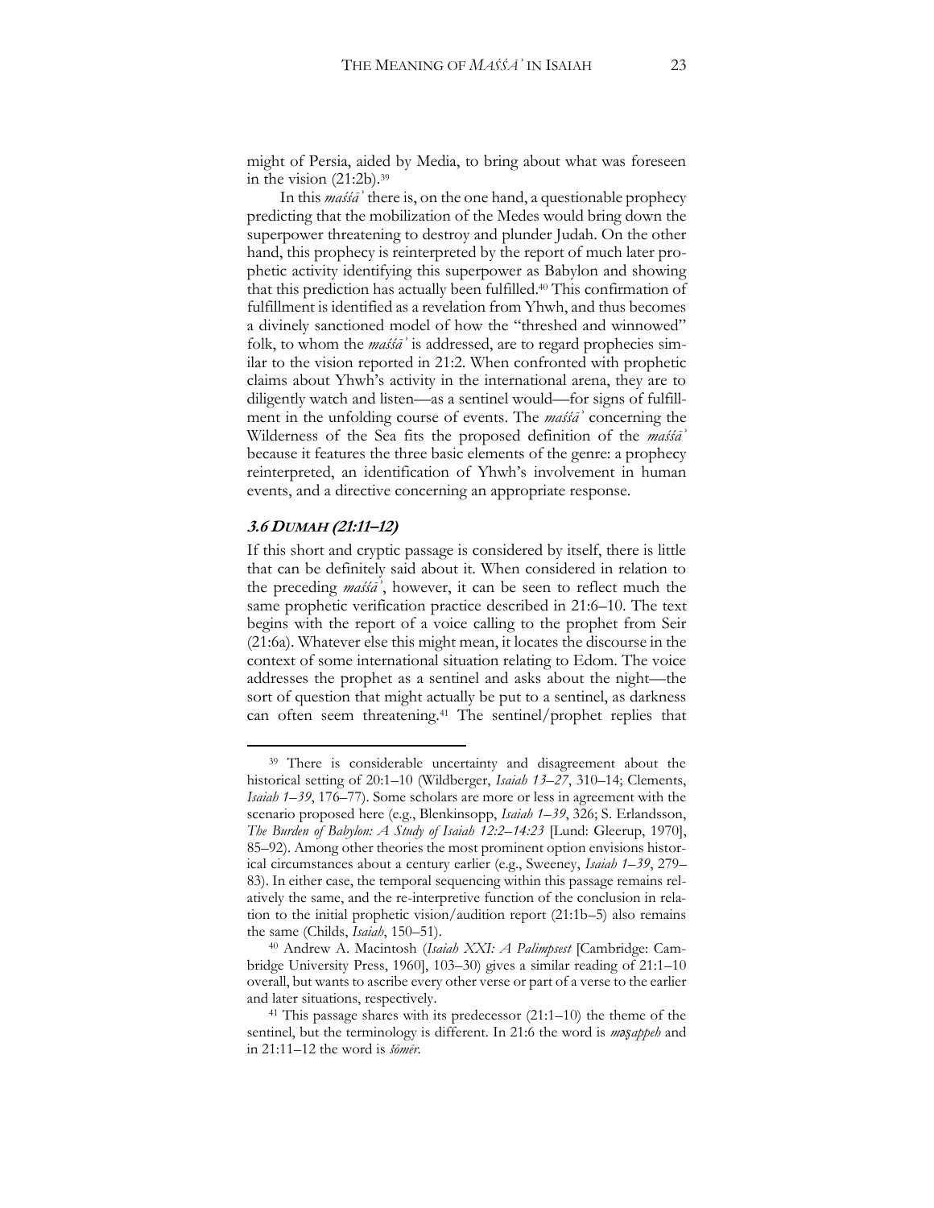might of Persia, aided by Media, to bring about what was foreseen in the vision (21:2b).[39]

In this *maśśāʾ* there is, on the one hand, a questionable prophecy predicting that the mobilization of the Medes would bring down the superpower threatening to destroy and plunder Judah. On the other hand, this prophecy is reinterpreted by the report of much later prophetic activity identifying this superpower as Babylon and showing that this prediction has actually been fulfilled.[40] This confirmation of fulfillment is identified as a revelation from Yhwh, and thus becomes a divinely sanctioned model of how the "threshed and winnowed" folk, to whom the *maśśāʾ* is addressed, are to regard prophecies similar to the vision reported in 21:2. When confronted with prophetic claims about Yhwh's activity in the international arena, they are to diligently watch and listen—as a sentinel would—for signs of fulfillment in the unfolding course of events. The *maśśāʾ* concerning the Wilderness of the Sea fits the proposed definition of the *maśśāʾ* because it features the three basic elements of the genre: a prophecy reinterpreted, an identification of Yhwh's involvement in human events, and a directive concerning an appropriate response.

### *3.6 DUMAH (21:11–12)*

If this short and cryptic passage is considered by itself, there is little that can be definitely said about it. When considered in relation to the preceding *maśśāʾ*, however, it can be seen to reflect much the same prophetic verification practice described in 21:6–10. The text begins with the report of a voice calling to the prophet from Seir (21:6a). Whatever else this might mean, it locates the discourse in the context of some international situation relating to Edom. The voice addresses the prophet as a sentinel and asks about the night—the sort of question that might actually be put to a sentinel, as darkness can often seem threatening.[41] The sentinel/prophet replies that

---

[39] There is considerable uncertainty and disagreement about the historical setting of 20:1–10 (Wildberger, *Isaiah 13–27*, 310–14; Clements, *Isaiah 1–39*, 176–77). Some scholars are more or less in agreement with the scenario proposed here (e.g., Blenkinsopp, *Isaiah 1–39*, 326; S. Erlandsson, *The Burden of Babylon: A Study of Isaiah 12:2–14:23* [Lund: Gleerup, 1970], 85–92). Among other theories the most prominent option envisions historical circumstances about a century earlier (e.g., Sweeney, *Isaiah 1–39*, 279–83). In either case, the temporal sequencing within this passage remains relatively the same, and the re-interpretive function of the conclusion in relation to the initial prophetic vision/audition report (21:1b–5) also remains the same (Childs, *Isaiah*, 150–51).

[40] Andrew A. Macintosh (*Isaiah XXI: A Palimpsest* [Cambridge: Cambridge University Press, 1960], 103–30) gives a similar reading of 21:1–10 overall, but wants to ascribe every other verse or part of a verse to the earlier and later situations, respectively.

[41] This passage shares with its predecessor (21:1–10) the theme of the sentinel, but the terminology is different. In 21:6 the word is *məṣappeh* and in 21:11–12 the word is *šōmēr*.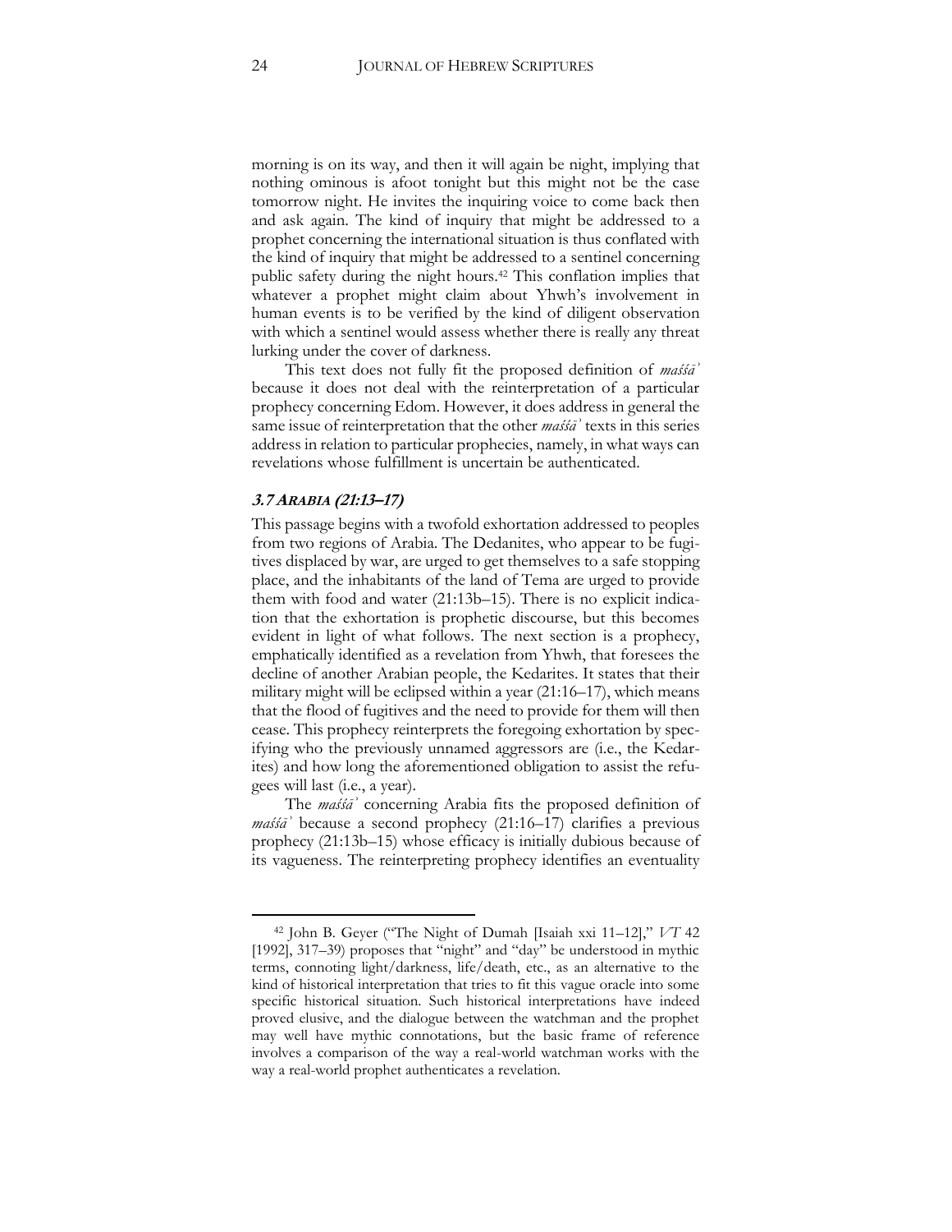morning is on its way, and then it will again be night, implying that nothing ominous is afoot tonight but this might not be the case tomorrow night. He invites the inquiring voice to come back then and ask again. The kind of inquiry that might be addressed to a prophet concerning the international situation is thus conflated with the kind of inquiry that might be addressed to a sentinel concerning public safety during the night hours.[42] This conflation implies that whatever a prophet might claim about Yhwh's involvement in human events is to be verified by the kind of diligent observation with which a sentinel would assess whether there is really any threat lurking under the cover of darkness.

This text does not fully fit the proposed definition of *maśśāʾ* because it does not deal with the reinterpretation of a particular prophecy concerning Edom. However, it does address in general the same issue of reinterpretation that the other *maśśāʾ* texts in this series address in relation to particular prophecies, namely, in what ways can revelations whose fulfillment is uncertain be authenticated.

### *3.7 Arabia (21:13–17)*

This passage begins with a twofold exhortation addressed to peoples from two regions of Arabia. The Dedanites, who appear to be fugitives displaced by war, are urged to get themselves to a safe stopping place, and the inhabitants of the land of Tema are urged to provide them with food and water (21:13b–15). There is no explicit indication that the exhortation is prophetic discourse, but this becomes evident in light of what follows. The next section is a prophecy, emphatically identified as a revelation from Yhwh, that foresees the decline of another Arabian people, the Kedarites. It states that their military might will be eclipsed within a year (21:16–17), which means that the flood of fugitives and the need to provide for them will then cease. This prophecy reinterprets the foregoing exhortation by specifying who the previously unnamed aggressors are (i.e., the Kedarites) and how long the aforementioned obligation to assist the refugees will last (i.e., a year).

The *maśśāʾ* concerning Arabia fits the proposed definition of *maśśāʾ* because a second prophecy (21:16–17) clarifies a previous prophecy (21:13b–15) whose efficacy is initially dubious because of its vagueness. The reinterpreting prophecy identifies an eventuality

---

[42] John B. Geyer ("The Night of Dumah [Isaiah xxi 11–12]," *VT* 42 [1992], 317–39) proposes that "night" and "day" be understood in mythic terms, connoting light/darkness, life/death, etc., as an alternative to the kind of historical interpretation that tries to fit this vague oracle into some specific historical situation. Such historical interpretations have indeed proved elusive, and the dialogue between the watchman and the prophet may well have mythic connotations, but the basic frame of reference involves a comparison of the way a real-world watchman works with the way a real-world prophet authenticates a revelation.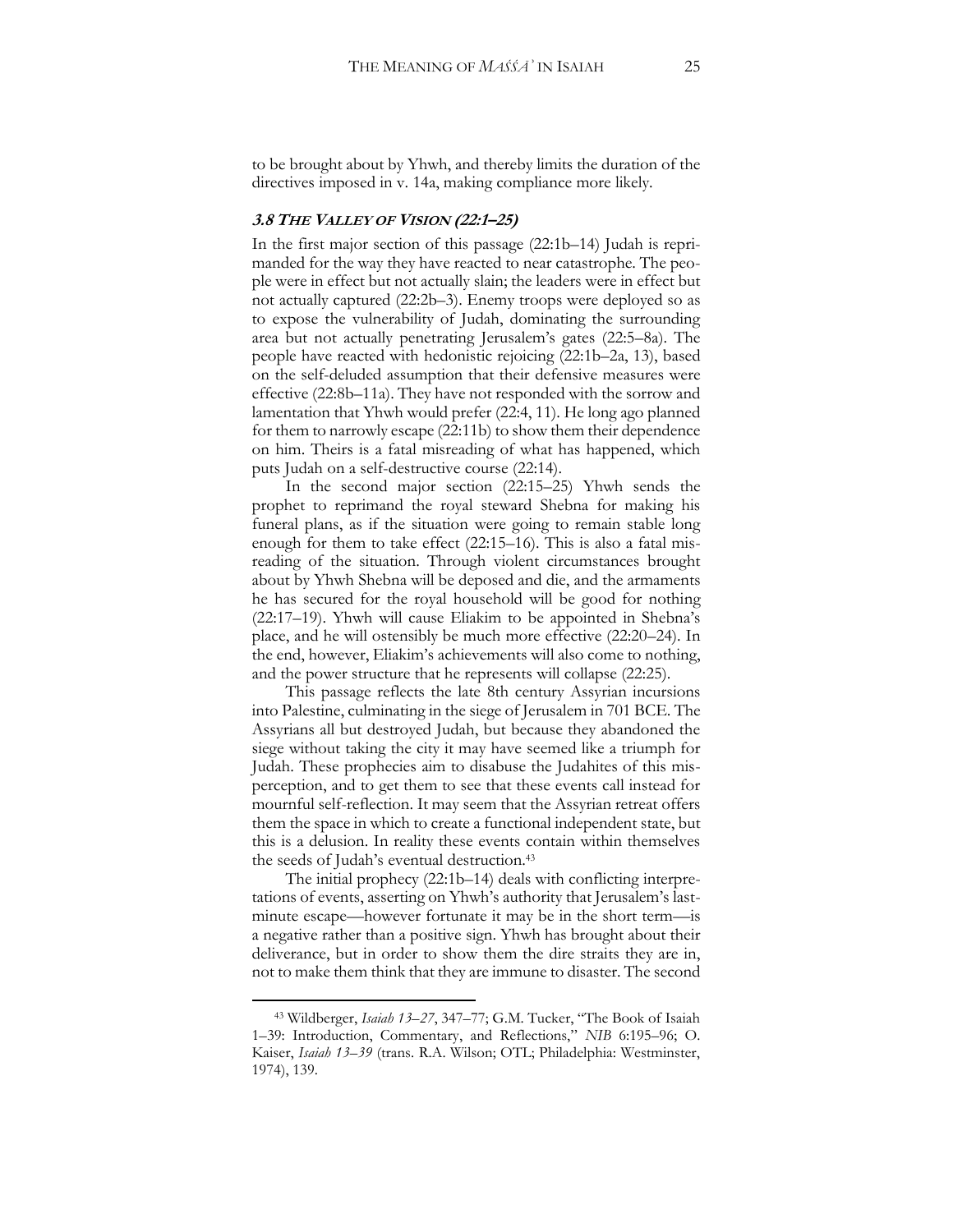to be brought about by Yhwh, and thereby limits the duration of the directives imposed in v. 14a, making compliance more likely.

### *3.8 The Valley of Vision (22:1–25)*

In the first major section of this passage (22:1b–14) Judah is reprimanded for the way they have reacted to near catastrophe. The people were in effect but not actually slain; the leaders were in effect but not actually captured (22:2b–3). Enemy troops were deployed so as to expose the vulnerability of Judah, dominating the surrounding area but not actually penetrating Jerusalem's gates (22:5–8a). The people have reacted with hedonistic rejoicing (22:1b–2a, 13), based on the self-deluded assumption that their defensive measures were effective (22:8b–11a). They have not responded with the sorrow and lamentation that Yhwh would prefer (22:4, 11). He long ago planned for them to narrowly escape (22:11b) to show them their dependence on him. Theirs is a fatal misreading of what has happened, which puts Judah on a self-destructive course (22:14).

In the second major section (22:15–25) Yhwh sends the prophet to reprimand the royal steward Shebna for making his funeral plans, as if the situation were going to remain stable long enough for them to take effect (22:15–16). This is also a fatal misreading of the situation. Through violent circumstances brought about by Yhwh Shebna will be deposed and die, and the armaments he has secured for the royal household will be good for nothing (22:17–19). Yhwh will cause Eliakim to be appointed in Shebna's place, and he will ostensibly be much more effective (22:20–24). In the end, however, Eliakim's achievements will also come to nothing, and the power structure that he represents will collapse (22:25).

This passage reflects the late 8th century Assyrian incursions into Palestine, culminating in the siege of Jerusalem in 701 BCE. The Assyrians all but destroyed Judah, but because they abandoned the siege without taking the city it may have seemed like a triumph for Judah. These prophecies aim to disabuse the Judahites of this misperception, and to get them to see that these events call instead for mournful self-reflection. It may seem that the Assyrian retreat offers them the space in which to create a functional independent state, but this is a delusion. In reality these events contain within themselves the seeds of Judah's eventual destruction.[43]

The initial prophecy (22:1b–14) deals with conflicting interpretations of events, asserting on Yhwh's authority that Jerusalem's last-minute escape—however fortunate it may be in the short term—is a negative rather than a positive sign. Yhwh has brought about their deliverance, but in order to show them the dire straits they are in, not to make them think that they are immune to disaster. The second

---

[43] Wildberger, *Isaiah 13–27*, 347–77; G.M. Tucker, "The Book of Isaiah 1–39: Introduction, Commentary, and Reflections," *NIB* 6:195–96; O. Kaiser, *Isaiah 13–39* (trans. R.A. Wilson; OTL; Philadelphia: Westminster, 1974), 139.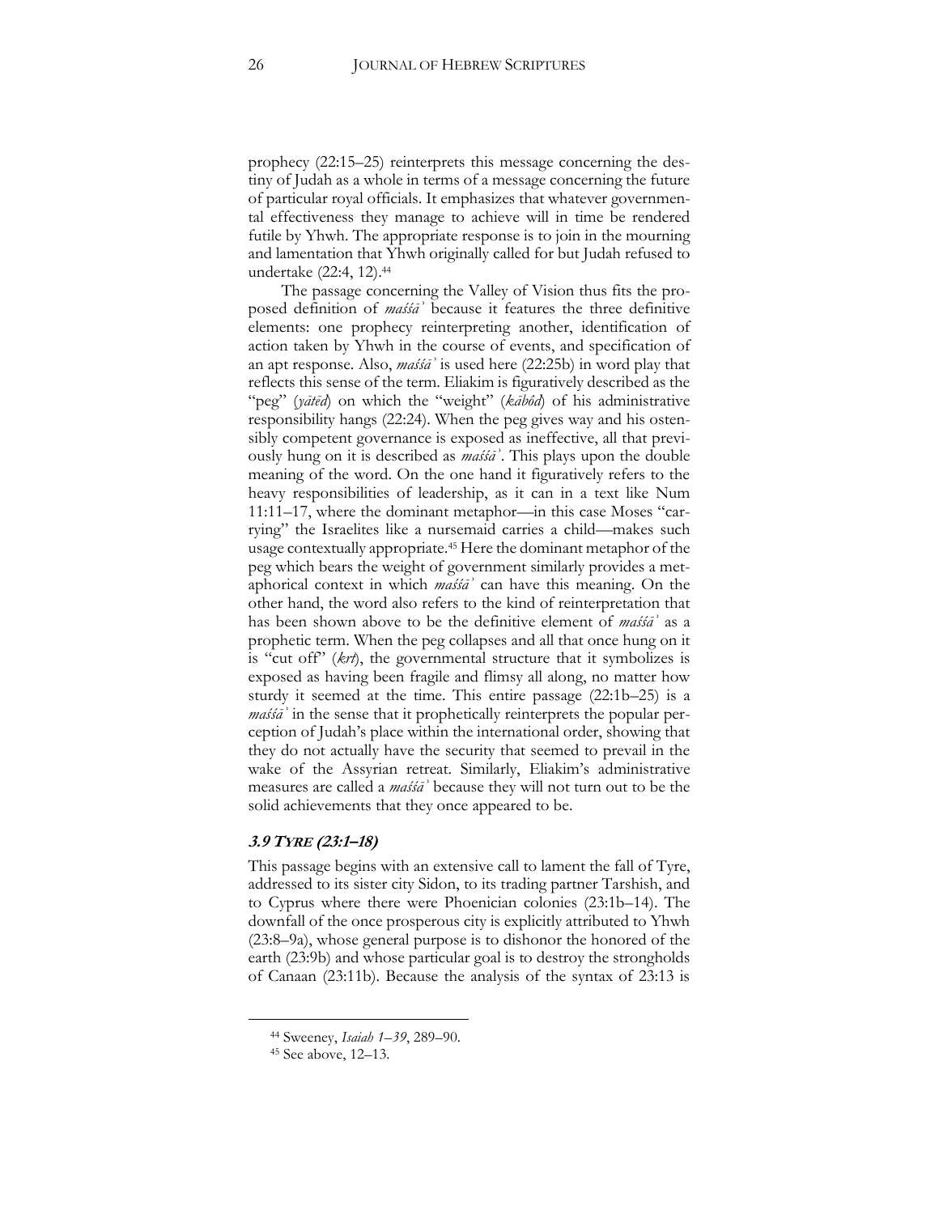prophecy (22:15–25) reinterprets this message concerning the destiny of Judah as a whole in terms of a message concerning the future of particular royal officials. It emphasizes that whatever governmental effectiveness they manage to achieve will in time be rendered futile by Yhwh. The appropriate response is to join in the mourning and lamentation that Yhwh originally called for but Judah refused to undertake (22:4, 12).[44]

The passage concerning the Valley of Vision thus fits the proposed definition of *maśśāʾ* because it features the three definitive elements: one prophecy reinterpreting another, identification of action taken by Yhwh in the course of events, and specification of an apt response. Also, *maśśāʾ* is used here (22:25b) in word play that reflects this sense of the term. Eliakim is figuratively described as the "peg" (*yātēd*) on which the "weight" (*kābôd*) of his administrative responsibility hangs (22:24). When the peg gives way and his ostensibly competent governance is exposed as ineffective, all that previously hung on it is described as *maśśāʾ*. This plays upon the double meaning of the word. On the one hand it figuratively refers to the heavy responsibilities of leadership, as it can in a text like Num 11:11–17, where the dominant metaphor—in this case Moses "carrying" the Israelites like a nursemaid carries a child—makes such usage contextually appropriate.[45] Here the dominant metaphor of the peg which bears the weight of government similarly provides a metaphorical context in which *maśśāʾ* can have this meaning. On the other hand, the word also refers to the kind of reinterpretation that has been shown above to be the definitive element of *maśśāʾ* as a prophetic term. When the peg collapses and all that once hung on it is "cut off" (*krt*), the governmental structure that it symbolizes is exposed as having been fragile and flimsy all along, no matter how sturdy it seemed at the time. This entire passage (22:1b–25) is a *maśśāʾ* in the sense that it prophetically reinterprets the popular perception of Judah's place within the international order, showing that they do not actually have the security that seemed to prevail in the wake of the Assyrian retreat. Similarly, Eliakim's administrative measures are called a *maśśāʾ* because they will not turn out to be the solid achievements that they once appeared to be.

### *3.9 Tyre (23:1–18)*

This passage begins with an extensive call to lament the fall of Tyre, addressed to its sister city Sidon, to its trading partner Tarshish, and to Cyprus where there were Phoenician colonies (23:1b–14). The downfall of the once prosperous city is explicitly attributed to Yhwh (23:8–9a), whose general purpose is to dishonor the honored of the earth (23:9b) and whose particular goal is to destroy the strongholds of Canaan (23:11b). Because the analysis of the syntax of 23:13 is

---

[44] Sweeney, *Isaiah 1–39*, 289–90.

[45] See above, 12–13.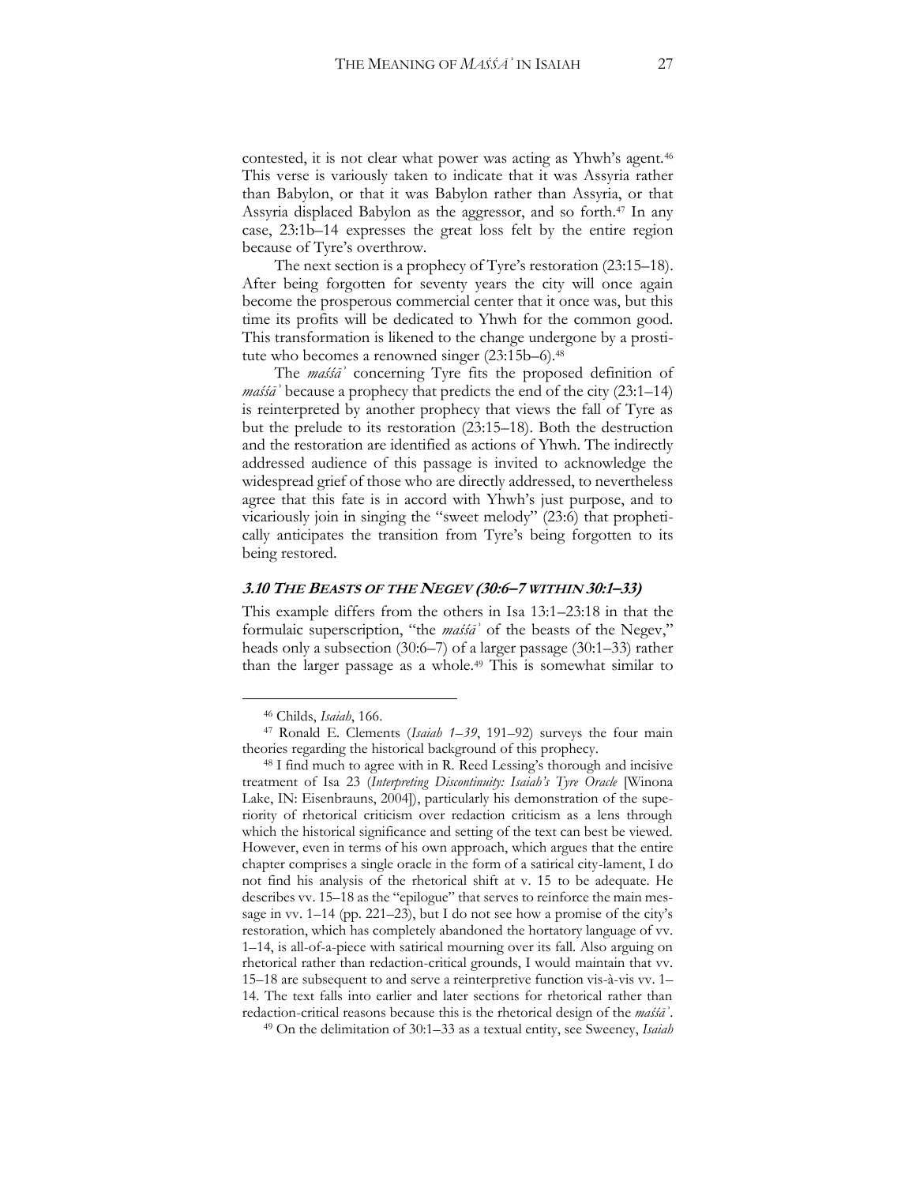contested, it is not clear what power was acting as Yhwh's agent.[46] This verse is variously taken to indicate that it was Assyria rather than Babylon, or that it was Babylon rather than Assyria, or that Assyria displaced Babylon as the aggressor, and so forth.[47] In any case, 23:1b–14 expresses the great loss felt by the entire region because of Tyre's overthrow.

The next section is a prophecy of Tyre's restoration (23:15–18). After being forgotten for seventy years the city will once again become the prosperous commercial center that it once was, but this time its profits will be dedicated to Yhwh for the common good. This transformation is likened to the change undergone by a prostitute who becomes a renowned singer (23:15b–6).[48]

The *maśśāʾ* concerning Tyre fits the proposed definition of *maśśāʾ* because a prophecy that predicts the end of the city (23:1–14) is reinterpreted by another prophecy that views the fall of Tyre as but the prelude to its restoration (23:15–18). Both the destruction and the restoration are identified as actions of Yhwh. The indirectly addressed audience of this passage is invited to acknowledge the widespread grief of those who are directly addressed, to nevertheless agree that this fate is in accord with Yhwh's just purpose, and to vicariously join in singing the "sweet melody" (23:6) that prophetically anticipates the transition from Tyre's being forgotten to its being restored.

### *3.10 The Beasts of the Negev (30:6–7 within 30:1–33)*

This example differs from the others in Isa 13:1–23:18 in that the formulaic superscription, "the *maśśāʾ* of the beasts of the Negev," heads only a subsection (30:6–7) of a larger passage (30:1–33) rather than the larger passage as a whole.[49] This is somewhat similar to

---

[46] Childs, *Isaiah*, 166.

[47] Ronald E. Clements (*Isaiah 1–39*, 191–92) surveys the four main theories regarding the historical background of this prophecy.

[48] I find much to agree with in R. Reed Lessing's thorough and incisive treatment of Isa 23 (*Interpreting Discontinuity: Isaiah's Tyre Oracle* [Winona Lake, IN: Eisenbrauns, 2004]), particularly his demonstration of the superiority of rhetorical criticism over redaction criticism as a lens through which the historical significance and setting of the text can best be viewed. However, even in terms of his own approach, which argues that the entire chapter comprises a single oracle in the form of a satirical city-lament, I do not find his analysis of the rhetorical shift at v. 15 to be adequate. He describes vv. 15–18 as the "epilogue" that serves to reinforce the main message in vv. 1–14 (pp. 221–23), but I do not see how a promise of the city's restoration, which has completely abandoned the hortatory language of vv. 1–14, is all-of-a-piece with satirical mourning over its fall. Also arguing on rhetorical rather than redaction-critical grounds, I would maintain that vv. 15–18 are subsequent to and serve a reinterpretive function vis-à-vis vv. 1–14. The text falls into earlier and later sections for rhetorical rather than redaction-critical reasons because this is the rhetorical design of the *maśśāʾ*.

[49] On the delimitation of 30:1–33 as a textual entity, see Sweeney, *Isaiah*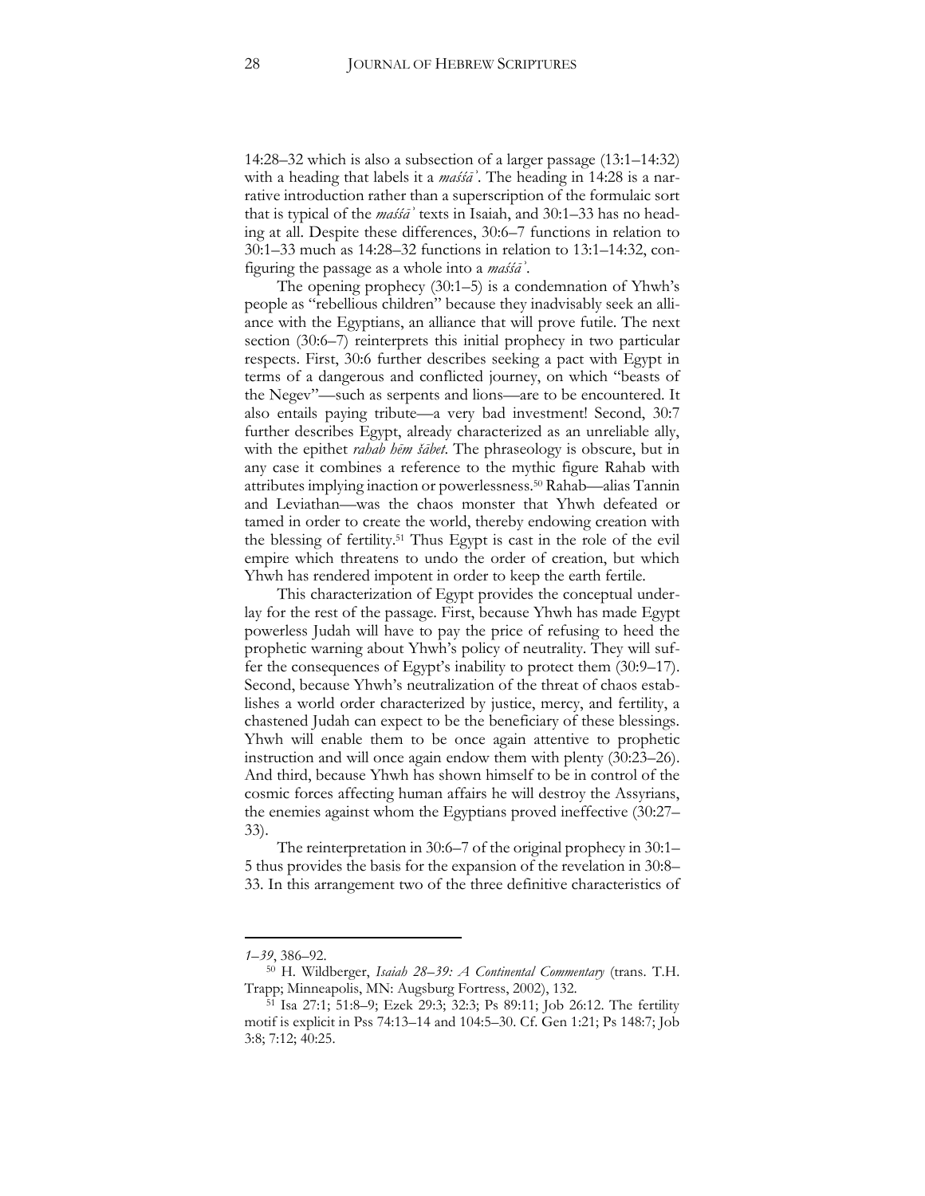14:28–32 which is also a subsection of a larger passage (13:1–14:32) with a heading that labels it a *maśśāʾ*. The heading in 14:28 is a narrative introduction rather than a superscription of the formulaic sort that is typical of the *maśśāʾ* texts in Isaiah, and 30:1–33 has no heading at all. Despite these differences, 30:6–7 functions in relation to 30:1–33 much as 14:28–32 functions in relation to 13:1–14:32, configuring the passage as a whole into a *maśśāʾ*.

The opening prophecy (30:1–5) is a condemnation of Yhwh's people as "rebellious children" because they inadvisably seek an alliance with the Egyptians, an alliance that will prove futile. The next section (30:6–7) reinterprets this initial prophecy in two particular respects. First, 30:6 further describes seeking a pact with Egypt in terms of a dangerous and conflicted journey, on which "beasts of the Negev"—such as serpents and lions—are to be encountered. It also entails paying tribute—a very bad investment! Second, 30:7 further describes Egypt, already characterized as an unreliable ally, with the epithet *rahab hēm šābet*. The phraseology is obscure, but in any case it combines a reference to the mythic figure Rahab with attributes implying inaction or powerlessness.[50] Rahab—alias Tannin and Leviathan—was the chaos monster that Yhwh defeated or tamed in order to create the world, thereby endowing creation with the blessing of fertility.[51] Thus Egypt is cast in the role of the evil empire which threatens to undo the order of creation, but which Yhwh has rendered impotent in order to keep the earth fertile.

This characterization of Egypt provides the conceptual underlay for the rest of the passage. First, because Yhwh has made Egypt powerless Judah will have to pay the price of refusing to heed the prophetic warning about Yhwh's policy of neutrality. They will suffer the consequences of Egypt's inability to protect them (30:9–17). Second, because Yhwh's neutralization of the threat of chaos establishes a world order characterized by justice, mercy, and fertility, a chastened Judah can expect to be the beneficiary of these blessings. Yhwh will enable them to be once again attentive to prophetic instruction and will once again endow them with plenty (30:23–26). And third, because Yhwh has shown himself to be in control of the cosmic forces affecting human affairs he will destroy the Assyrians, the enemies against whom the Egyptians proved ineffective (30:27–33).

The reinterpretation in 30:6–7 of the original prophecy in 30:1–5 thus provides the basis for the expansion of the revelation in 30:8–33. In this arrangement two of the three definitive characteristics of

---

*1–39*, 386–92.

[50] H. Wildberger, *Isaiah 28–39: A Continental Commentary* (trans. T.H. Trapp; Minneapolis, MN: Augsburg Fortress, 2002), 132.

[51] Isa 27:1; 51:8–9; Ezek 29:3; 32:3; Ps 89:11; Job 26:12. The fertility motif is explicit in Pss 74:13–14 and 104:5–30. Cf. Gen 1:21; Ps 148:7; Job 3:8; 7:12; 40:25.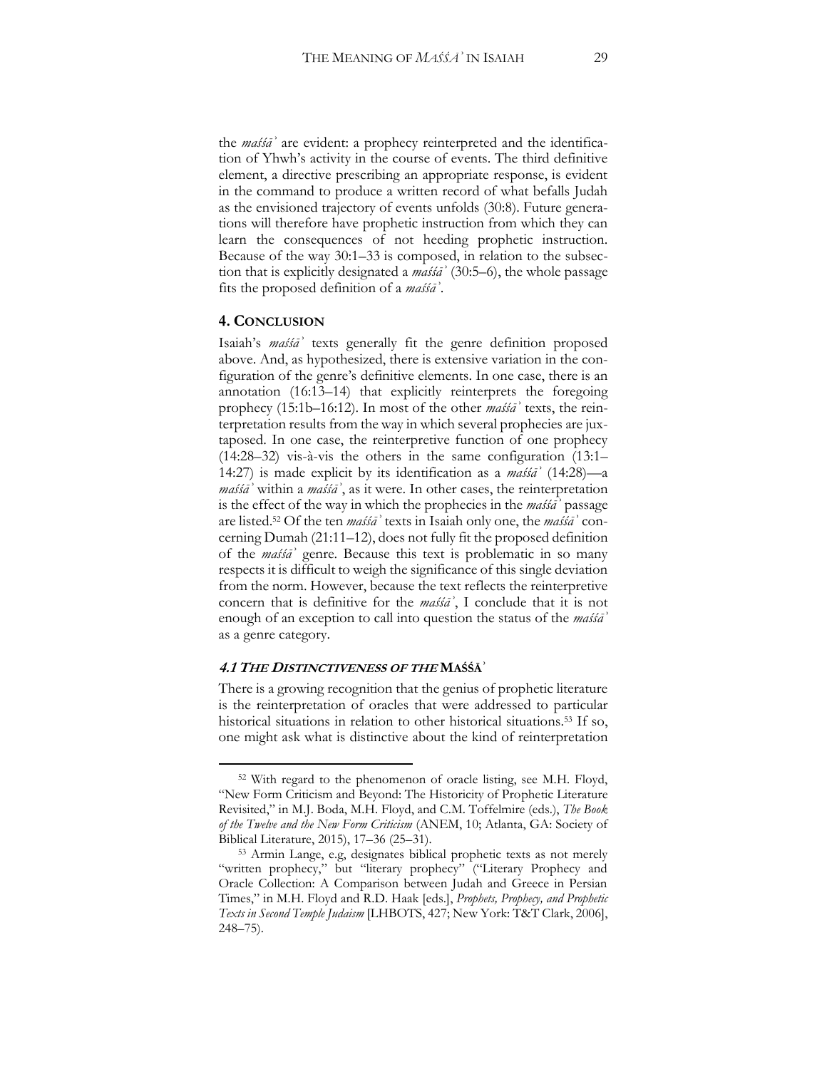the *maśśāʾ* are evident: a prophecy reinterpreted and the identification of Yhwh's activity in the course of events. The third definitive element, a directive prescribing an appropriate response, is evident in the command to produce a written record of what befalls Judah as the envisioned trajectory of events unfolds (30:8). Future generations will therefore have prophetic instruction from which they can learn the consequences of not heeding prophetic instruction. Because of the way 30:1–33 is composed, in relation to the subsection that is explicitly designated a *maśśāʾ* (30:5–6), the whole passage fits the proposed definition of a *maśśāʾ*.

## 4. Conclusion

Isaiah's *maśśāʾ* texts generally fit the genre definition proposed above. And, as hypothesized, there is extensive variation in the configuration of the genre's definitive elements. In one case, there is an annotation (16:13–14) that explicitly reinterprets the foregoing prophecy (15:1b–16:12). In most of the other *maśśāʾ* texts, the reinterpretation results from the way in which several prophecies are juxtaposed. In one case, the reinterpretive function of one prophecy (14:28–32) vis-à-vis the others in the same configuration (13:1–14:27) is made explicit by its identification as a *maśśāʾ* (14:28)—a *maśśāʾ* within a *maśśāʾ*, as it were. In other cases, the reinterpretation is the effect of the way in which the prophecies in the *maśśāʾ* passage are listed.[52] Of the ten *maśśāʾ* texts in Isaiah only one, the *maśśāʾ* concerning Dumah (21:11–12), does not fully fit the proposed definition of the *maśśāʾ* genre. Because this text is problematic in so many respects it is difficult to weigh the significance of this single deviation from the norm. However, because the text reflects the reinterpretive concern that is definitive for the *maśśāʾ*, I conclude that it is not enough of an exception to call into question the status of the *maśśāʾ* as a genre category.

### 4.1 The Distinctiveness of the Maśśāʾ

There is a growing recognition that the genius of prophetic literature is the reinterpretation of oracles that were addressed to particular historical situations in relation to other historical situations.[53] If so, one might ask what is distinctive about the kind of reinterpretation

---

[52] With regard to the phenomenon of oracle listing, see M.H. Floyd, "New Form Criticism and Beyond: The Historicity of Prophetic Literature Revisited," in M.J. Boda, M.H. Floyd, and C.M. Toffelmire (eds.), *The Book of the Twelve and the New Form Criticism* (ANEM, 10; Atlanta, GA: Society of Biblical Literature, 2015), 17–36 (25–31).

[53] Armin Lange, e.g, designates biblical prophetic texts as not merely "written prophecy," but "literary prophecy" ("Literary Prophecy and Oracle Collection: A Comparison between Judah and Greece in Persian Times," in M.H. Floyd and R.D. Haak [eds.], *Prophets, Prophecy, and Prophetic Texts in Second Temple Judaism* [LHBOTS, 427; New York: T&T Clark, 2006], 248–75).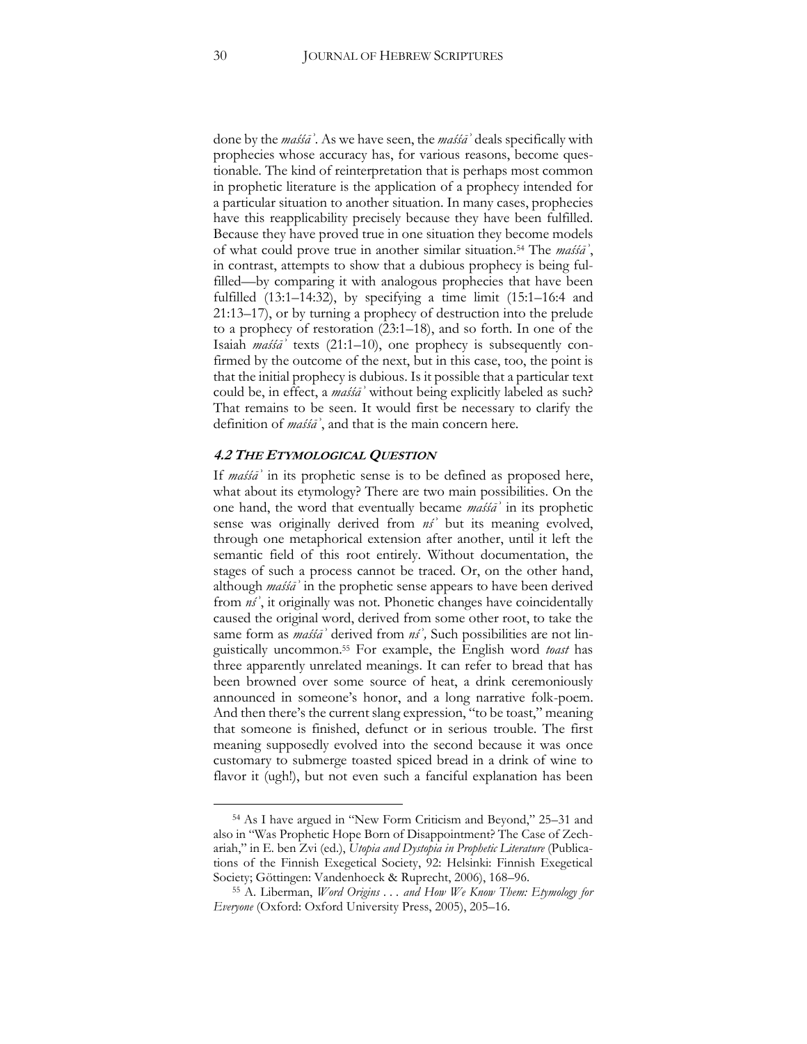done by the *maśśāʾ*. As we have seen, the *maśśāʾ* deals specifically with prophecies whose accuracy has, for various reasons, become questionable. The kind of reinterpretation that is perhaps most common in prophetic literature is the application of a prophecy intended for a particular situation to another situation. In many cases, prophecies have this reapplicability precisely because they have been fulfilled. Because they have proved true in one situation they become models of what could prove true in another similar situation.[54] The *maśśāʾ*, in contrast, attempts to show that a dubious prophecy is being fulfilled—by comparing it with analogous prophecies that have been fulfilled (13:1–14:32), by specifying a time limit (15:1–16:4 and 21:13–17), or by turning a prophecy of destruction into the prelude to a prophecy of restoration (23:1–18), and so forth. In one of the Isaiah *maśśāʾ* texts (21:1–10), one prophecy is subsequently confirmed by the outcome of the next, but in this case, too, the point is that the initial prophecy is dubious. Is it possible that a particular text could be, in effect, a *maśśāʾ* without being explicitly labeled as such? That remains to be seen. It would first be necessary to clarify the definition of *maśśāʾ*, and that is the main concern here.

### *4.2 The Etymological Question*

If *maśśāʾ* in its prophetic sense is to be defined as proposed here, what about its etymology? There are two main possibilities. On the one hand, the word that eventually became *maśśāʾ* in its prophetic sense was originally derived from *nśʾ* but its meaning evolved, through one metaphorical extension after another, until it left the semantic field of this root entirely. Without documentation, the stages of such a process cannot be traced. Or, on the other hand, although *maśśāʾ* in the prophetic sense appears to have been derived from *nśʾ*, it originally was not. Phonetic changes have coincidentally caused the original word, derived from some other root, to take the same form as *maśśāʾ* derived from *nśʾ*, Such possibilities are not linguistically uncommon.[55] For example, the English word *toast* has three apparently unrelated meanings. It can refer to bread that has been browned over some source of heat, a drink ceremoniously announced in someone's honor, and a long narrative folk-poem. And then there's the current slang expression, "to be toast," meaning that someone is finished, defunct or in serious trouble. The first meaning supposedly evolved into the second because it was once customary to submerge toasted spiced bread in a drink of wine to flavor it (ugh!), but not even such a fanciful explanation has been

---

[54] As I have argued in "New Form Criticism and Beyond," 25–31 and also in "Was Prophetic Hope Born of Disappointment? The Case of Zechariah," in E. ben Zvi (ed.), *Utopia and Dystopia in Prophetic Literature* (Publications of the Finnish Exegetical Society, 92: Helsinki: Finnish Exegetical Society; Göttingen: Vandenhoeck & Ruprecht, 2006), 168–96.

[55] A. Liberman, *Word Origins . . . and How We Know Them: Etymology for Everyone* (Oxford: Oxford University Press, 2005), 205–16.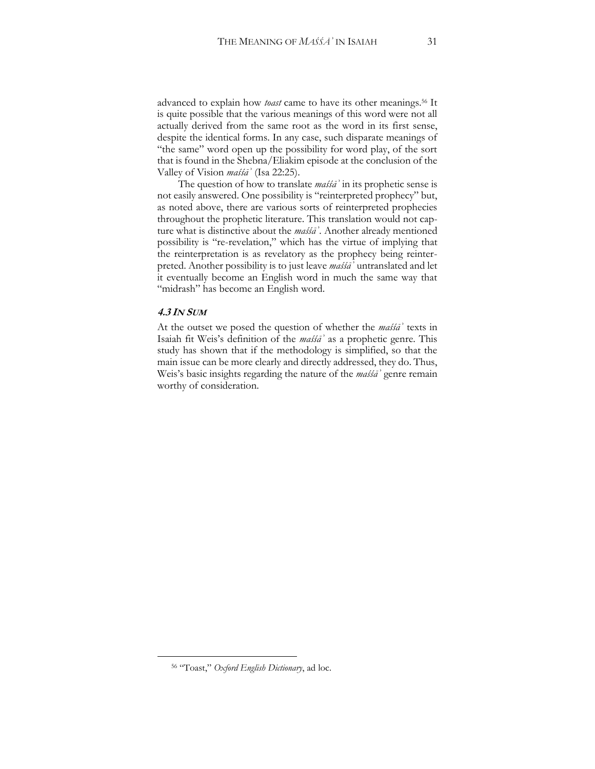advanced to explain how *toast* came to have its other meanings.[56] It is quite possible that the various meanings of this word were not all actually derived from the same root as the word in its first sense, despite the identical forms. In any case, such disparate meanings of "the same" word open up the possibility for word play, of the sort that is found in the Shebna/Eliakim episode at the conclusion of the Valley of Vision *maśśāʾ* (Isa 22:25).

The question of how to translate *maśśāʾ* in its prophetic sense is not easily answered. One possibility is "reinterpreted prophecy" but, as noted above, there are various sorts of reinterpreted prophecies throughout the prophetic literature. This translation would not capture what is distinctive about the *maśśāʾ*. Another already mentioned possibility is "re-revelation," which has the virtue of implying that the reinterpretation is as revelatory as the prophecy being reinterpreted. Another possibility is to just leave *maśśāʾ* untranslated and let it eventually become an English word in much the same way that "midrash" has become an English word.

### *4.3 IN SUM*

At the outset we posed the question of whether the *maśśāʾ* texts in Isaiah fit Weis's definition of the *maśśāʾ* as a prophetic genre. This study has shown that if the methodology is simplified, so that the main issue can be more clearly and directly addressed, they do. Thus, Weis's basic insights regarding the nature of the *maśśāʾ* genre remain worthy of consideration.

[56] "Toast," *Oxford English Dictionary*, ad loc.